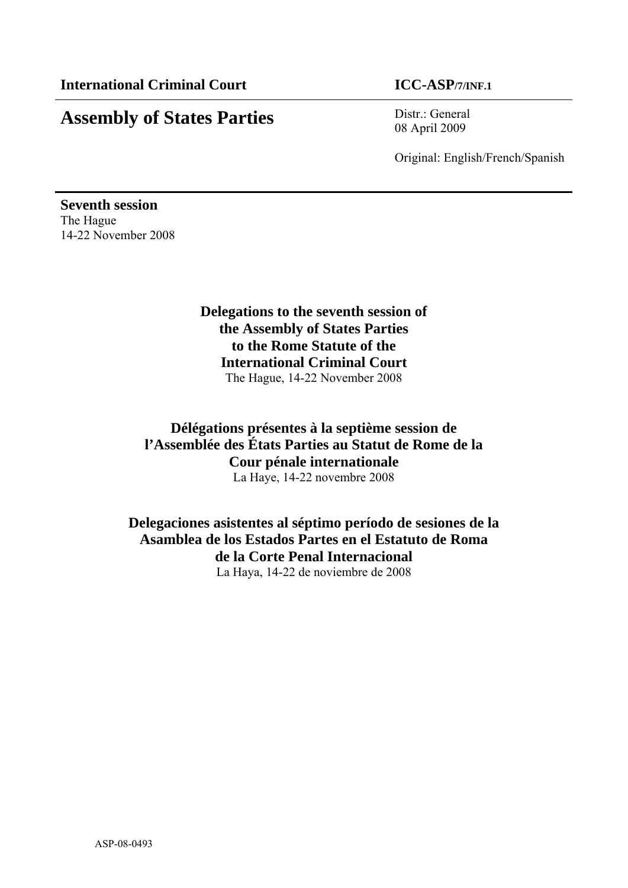**International Criminal Court** **ICC-ASP/7/INF.1**

# Assembly of States Parties

Distr.: General
08 April 2009

Original: English/French/Spanish

**Seventh session**
The Hague
14-22 November 2008

## Delegations to the seventh session of the Assembly of States Parties to the Rome Statute of the International Criminal Court

The Hague, 14-22 November 2008

## Délégations présentes à la septième session de l'Assemblée des États Parties au Statut de Rome de la Cour pénale internationale

La Haye, 14-22 novembre 2008

## Delegaciones asistentes al séptimo período de sesiones de la Asamblea de los Estados Partes en el Estatuto de Roma de la Corte Penal Internacional

La Haya, 14-22 de noviembre de 2008

ASP-08-0493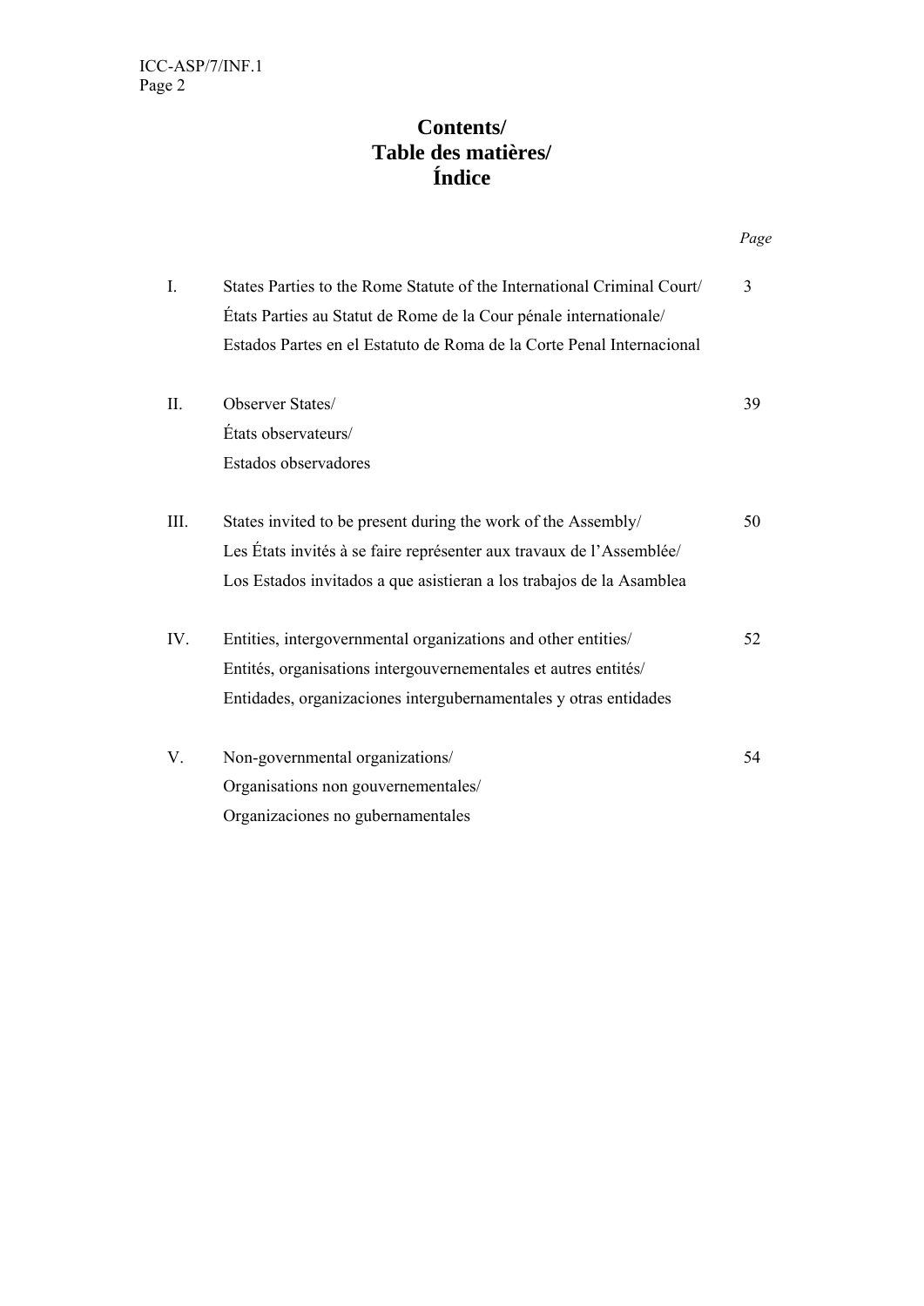# Contents/
# Table des matières/
# Índice

| | | *Page* |
|---|---|---|
| I. | States Parties to the Rome Statute of the International Criminal Court/ États Parties au Statut de Rome de la Cour pénale internationale/ Estados Partes en el Estatuto de Roma de la Corte Penal Internacional | 3 |
| II. | Observer States/ États observateurs/ Estados observadores | 39 |
| III. | States invited to be present during the work of the Assembly/ Les États invités à se faire représenter aux travaux de l'Assemblée/ Los Estados invitados a que asistieran a los trabajos de la Asamblea | 50 |
| IV. | Entities, intergovernmental organizations and other entities/ Entités, organisations intergouvernementales et autres entités/ Entidades, organizaciones intergubernamentales y otras entidades | 52 |
| V. | Non-governmental organizations/ Organisations non gouvernementales/ Organizaciones no gubernamentales | 54 |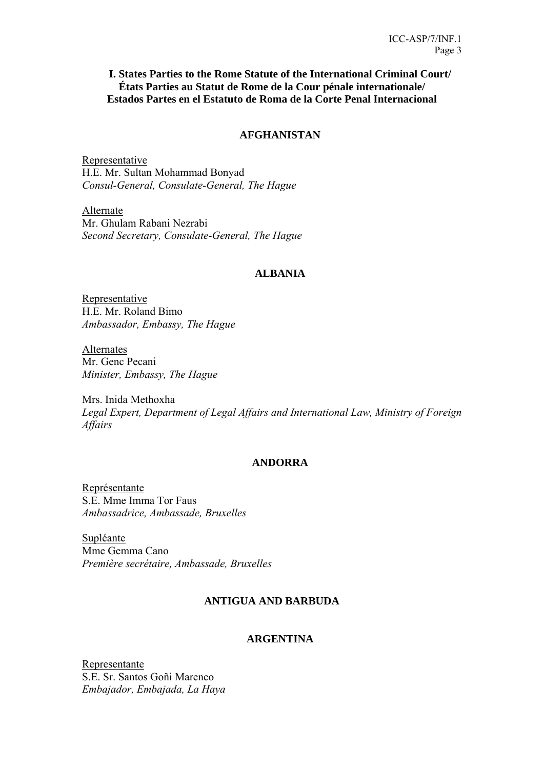## I. States Parties to the Rome Statute of the International Criminal Court/ États Parties au Statut de Rome de la Cour pénale internationale/ Estados Partes en el Estatuto de Roma de la Corte Penal Internacional

### AFGHANISTAN

Representative
H.E. Mr. Sultan Mohammad Bonyad
*Consul-General, Consulate-General, The Hague*

Alternate
Mr. Ghulam Rabani Nezrabi
*Second Secretary, Consulate-General, The Hague*

### ALBANIA

Representative
H.E. Mr. Roland Bimo
*Ambassador, Embassy, The Hague*

Alternates
Mr. Genc Pecani
*Minister, Embassy, The Hague*

Mrs. Inida Methoxha
*Legal Expert, Department of Legal Affairs and International Law, Ministry of Foreign Affairs*

### ANDORRA

Représentante
S.E. Mme Imma Tor Faus
*Ambassadrice, Ambassade, Bruxelles*

Supléante
Mme Gemma Cano
*Première secrétaire, Ambassade, Bruxelles*

### ANTIGUA AND BARBUDA

### ARGENTINA

Representante
S.E. Sr. Santos Goñi Marenco
*Embajador, Embajada, La Haya*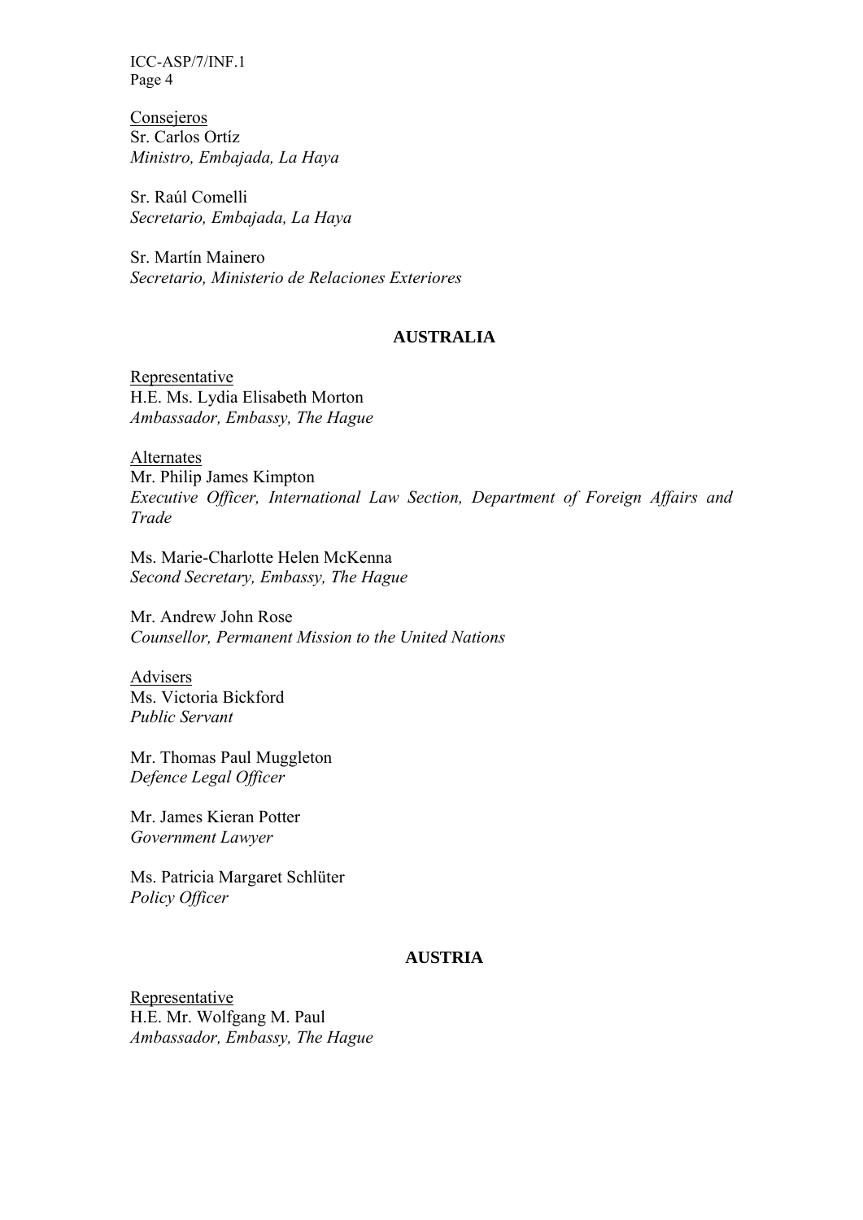Consejeros
Sr. Carlos Ortíz
*Ministro, Embajada, La Haya*

Sr. Raúl Comelli
*Secretario, Embajada, La Haya*

Sr. Martín Mainero
*Secretario, Ministerio de Relaciones Exteriores*

## AUSTRALIA

Representative
H.E. Ms. Lydia Elisabeth Morton
*Ambassador, Embassy, The Hague*

Alternates
Mr. Philip James Kimpton
*Executive Officer, International Law Section, Department of Foreign Affairs and Trade*

Ms. Marie-Charlotte Helen McKenna
*Second Secretary, Embassy, The Hague*

Mr. Andrew John Rose
*Counsellor, Permanent Mission to the United Nations*

Advisers
Ms. Victoria Bickford
*Public Servant*

Mr. Thomas Paul Muggleton
*Defence Legal Officer*

Mr. James Kieran Potter
*Government Lawyer*

Ms. Patricia Margaret Schlüter
*Policy Officer*

## AUSTRIA

Representative
H.E. Mr. Wolfgang M. Paul
*Ambassador, Embassy, The Hague*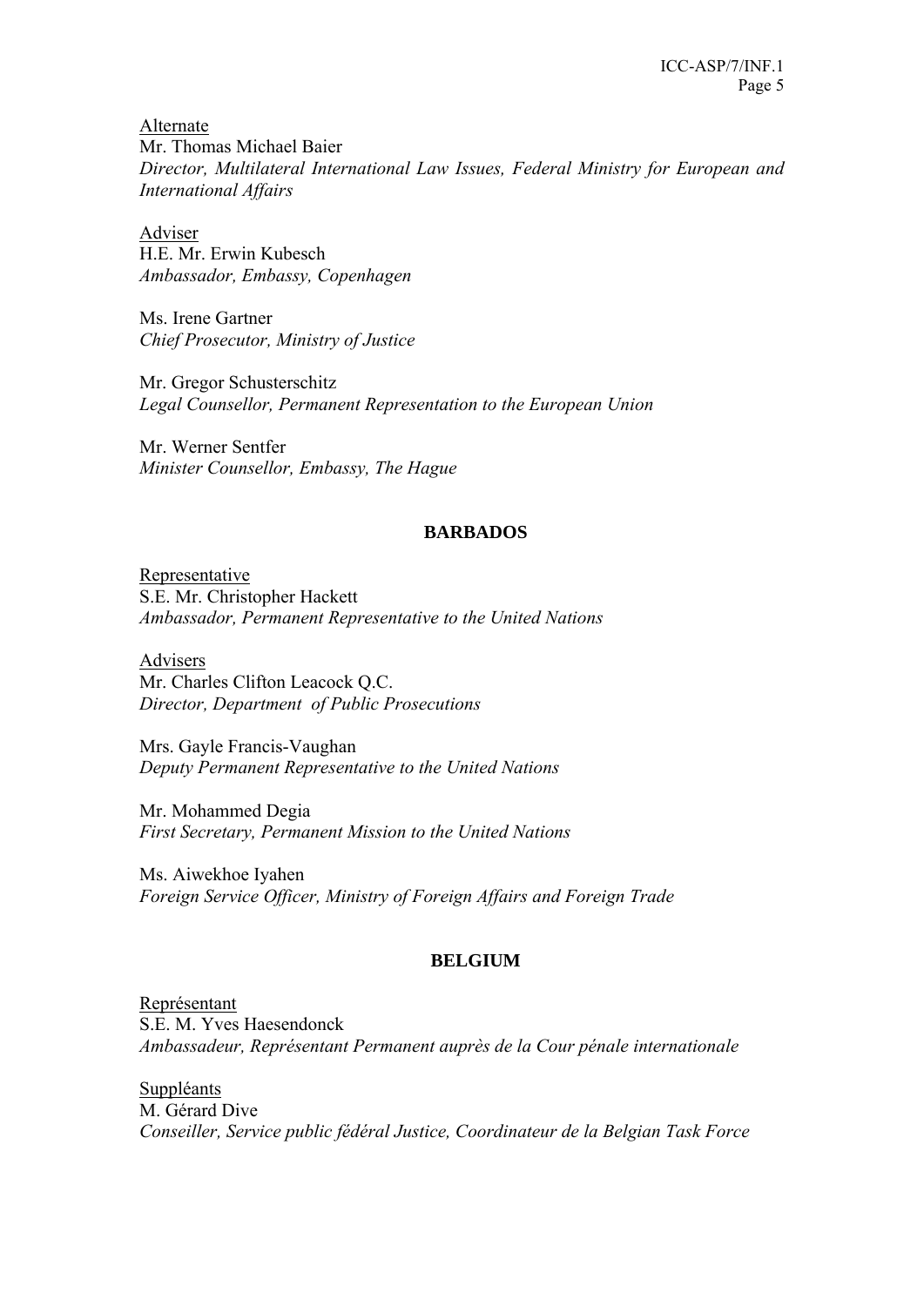Alternate
Mr. Thomas Michael Baier
*Director, Multilateral International Law Issues, Federal Ministry for European and International Affairs*

Adviser
H.E. Mr. Erwin Kubesch
*Ambassador, Embassy, Copenhagen*

Ms. Irene Gartner
*Chief Prosecutor, Ministry of Justice*

Mr. Gregor Schusterschitz
*Legal Counsellor, Permanent Representation to the European Union*

Mr. Werner Sentfer
*Minister Counsellor, Embassy, The Hague*

## BARBADOS

Representative
S.E. Mr. Christopher Hackett
*Ambassador, Permanent Representative to the United Nations*

Advisers
Mr. Charles Clifton Leacock Q.C.
*Director, Department of Public Prosecutions*

Mrs. Gayle Francis-Vaughan
*Deputy Permanent Representative to the United Nations*

Mr. Mohammed Degia
*First Secretary, Permanent Mission to the United Nations*

Ms. Aiwekhoe Iyahen
*Foreign Service Officer, Ministry of Foreign Affairs and Foreign Trade*

## BELGIUM

Représentant
S.E. M. Yves Haesendonck
*Ambassadeur, Représentant Permanent auprès de la Cour pénale internationale*

Suppléants
M. Gérard Dive
*Conseiller, Service public fédéral Justice, Coordinateur de la Belgian Task Force*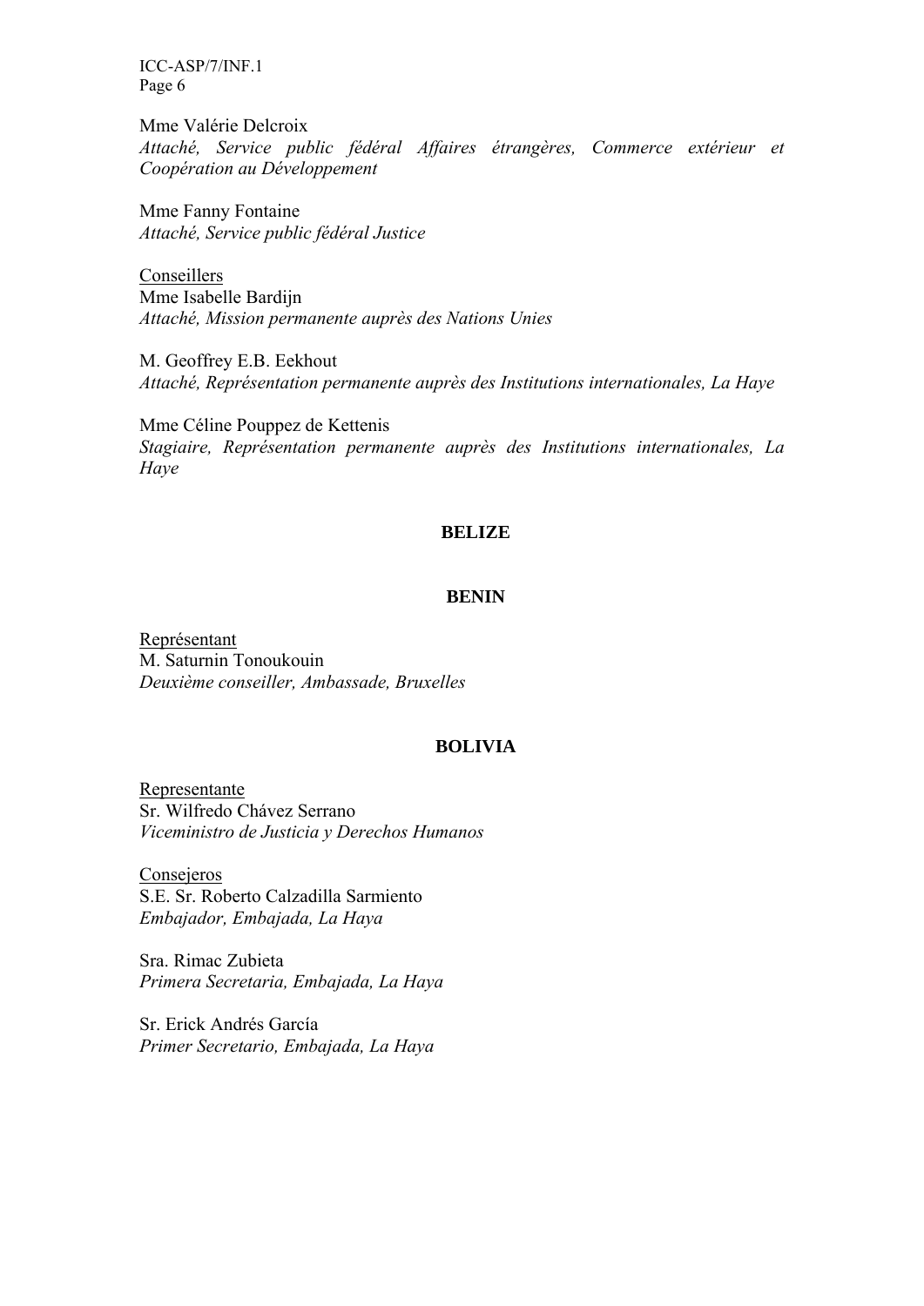Mme Valérie Delcroix
*Attaché, Service public fédéral Affaires étrangères, Commerce extérieur et Coopération au Développement*

Mme Fanny Fontaine
*Attaché, Service public fédéral Justice*

Conseillers
Mme Isabelle Bardijn
*Attaché, Mission permanente auprès des Nations Unies*

M. Geoffrey E.B. Eekhout
*Attaché, Représentation permanente auprès des Institutions internationales, La Haye*

Mme Céline Pouppez de Kettenis
*Stagiaire, Représentation permanente auprès des Institutions internationales, La Haye*

**BELIZE**

**BENIN**

Représentant
M. Saturnin Tonoukouin
*Deuxième conseiller, Ambassade, Bruxelles*

**BOLIVIA**

Representante
Sr. Wilfredo Chávez Serrano
*Viceministro de Justicia y Derechos Humanos*

Consejeros
S.E. Sr. Roberto Calzadilla Sarmiento
*Embajador, Embajada, La Haya*

Sra. Rimac Zubieta
*Primera Secretaria, Embajada, La Haya*

Sr. Erick Andrés García
*Primer Secretario, Embajada, La Haya*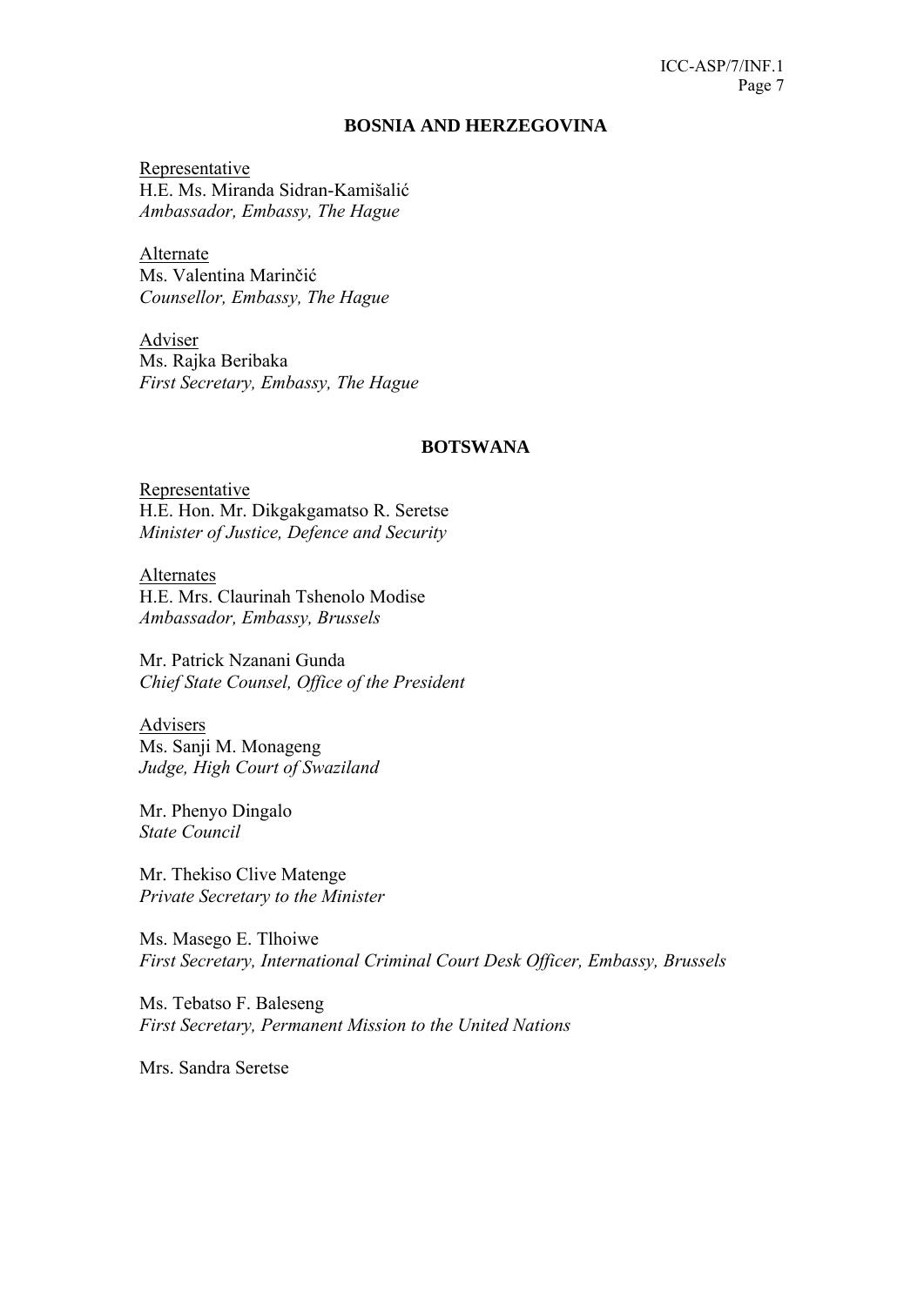## BOSNIA AND HERZEGOVINA

Representative
H.E. Ms. Miranda Sidran-Kamišalić
*Ambassador, Embassy, The Hague*

Alternate
Ms. Valentina Marinčić
*Counsellor, Embassy, The Hague*

Adviser
Ms. Rajka Beribaka
*First Secretary, Embassy, The Hague*

## BOTSWANA

Representative
H.E. Hon. Mr. Dikgakgamatso R. Seretse
*Minister of Justice, Defence and Security*

Alternates
H.E. Mrs. Claurinah Tshenolo Modise
*Ambassador, Embassy, Brussels*

Mr. Patrick Nzanani Gunda
*Chief State Counsel, Office of the President*

Advisers
Ms. Sanji M. Monageng
*Judge, High Court of Swaziland*

Mr. Phenyo Dingalo
*State Council*

Mr. Thekiso Clive Matenge
*Private Secretary to the Minister*

Ms. Masego E. Tlhoiwe
*First Secretary, International Criminal Court Desk Officer, Embassy, Brussels*

Ms. Tebatso F. Baleseng
*First Secretary, Permanent Mission to the United Nations*

Mrs. Sandra Seretse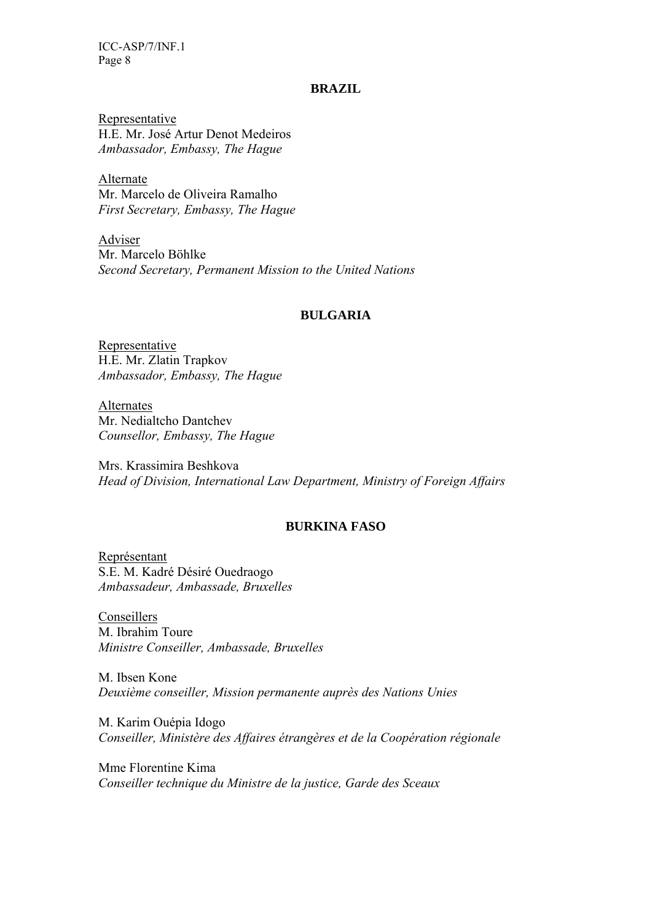## BRAZIL

Representative
H.E. Mr. José Artur Denot Medeiros
*Ambassador, Embassy, The Hague*

Alternate
Mr. Marcelo de Oliveira Ramalho
*First Secretary, Embassy, The Hague*

Adviser
Mr. Marcelo Böhlke
*Second Secretary, Permanent Mission to the United Nations*

## BULGARIA

Representative
H.E. Mr. Zlatin Trapkov
*Ambassador, Embassy, The Hague*

Alternates
Mr. Nedialtcho Dantchev
*Counsellor, Embassy, The Hague*

Mrs. Krassimira Beshkova
*Head of Division, International Law Department, Ministry of Foreign Affairs*

## BURKINA FASO

Représentant
S.E. M. Kadré Désiré Ouedraogo
*Ambassadeur, Ambassade, Bruxelles*

Conseillers
M. Ibrahim Toure
*Ministre Conseiller, Ambassade, Bruxelles*

M. Ibsen Kone
*Deuxième conseiller, Mission permanente auprès des Nations Unies*

M. Karim Ouépia Idogo
*Conseiller, Ministère des Affaires étrangères et de la Coopération régionale*

Mme Florentine Kima
*Conseiller technique du Ministre de la justice, Garde des Sceaux*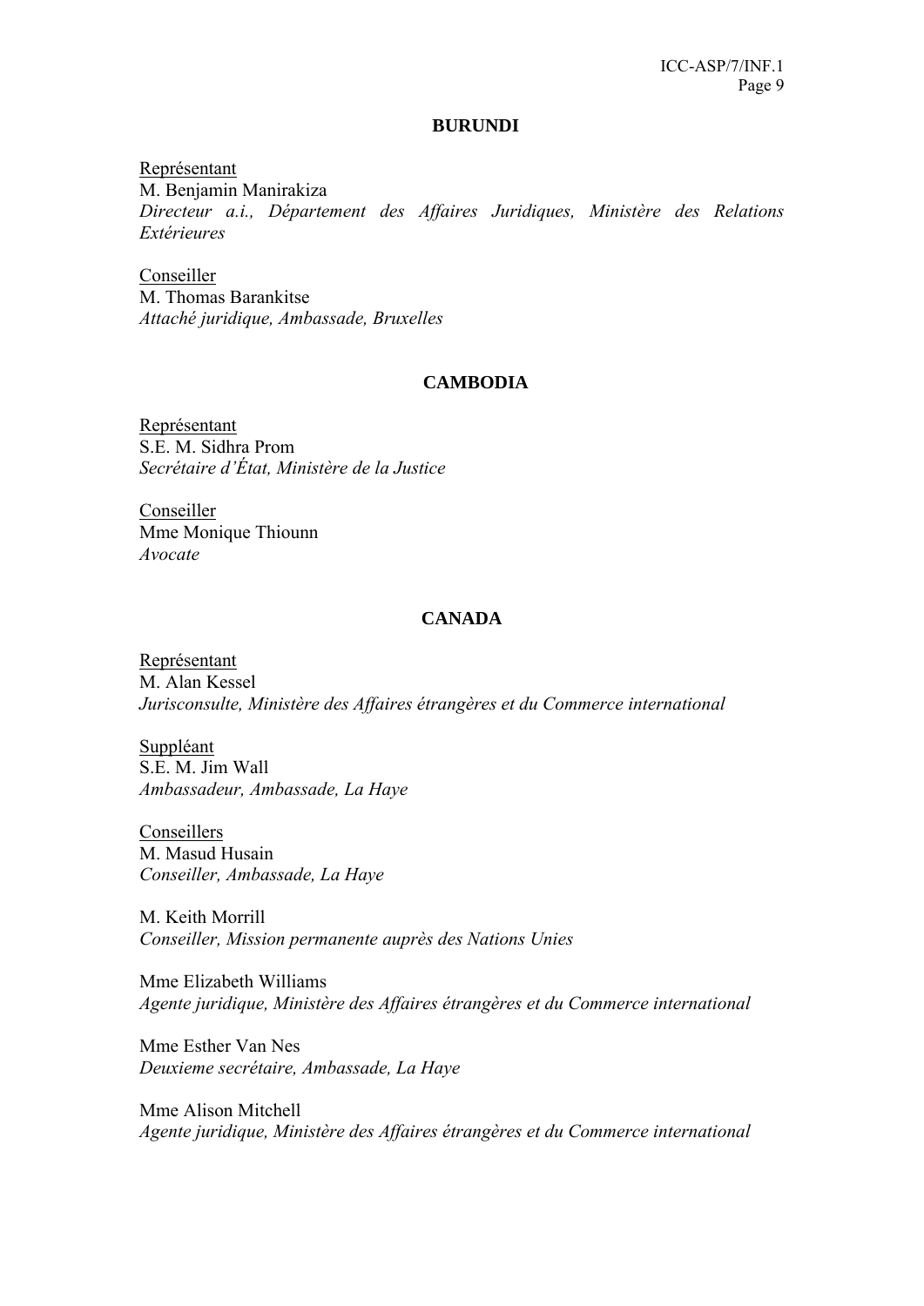**BURUNDI**

Représentant
M. Benjamin Manirakiza
*Directeur a.i., Département des Affaires Juridiques, Ministère des Relations Extérieures*

Conseiller
M. Thomas Barankitse
*Attaché juridique, Ambassade, Bruxelles*

**CAMBODIA**

Représentant
S.E. M. Sidhra Prom
*Secrétaire d'État, Ministère de la Justice*

Conseiller
Mme Monique Thiounn
*Avocate*

**CANADA**

Représentant
M. Alan Kessel
*Jurisconsulte, Ministère des Affaires étrangères et du Commerce international*

Suppléant
S.E. M. Jim Wall
*Ambassadeur, Ambassade, La Haye*

Conseillers
M. Masud Husain
*Conseiller, Ambassade, La Haye*

M. Keith Morrill
*Conseiller, Mission permanente auprès des Nations Unies*

Mme Elizabeth Williams
*Agente juridique, Ministère des Affaires étrangères et du Commerce international*

Mme Esther Van Nes
*Deuxieme secrétaire, Ambassade, La Haye*

Mme Alison Mitchell
*Agente juridique, Ministère des Affaires étrangères et du Commerce international*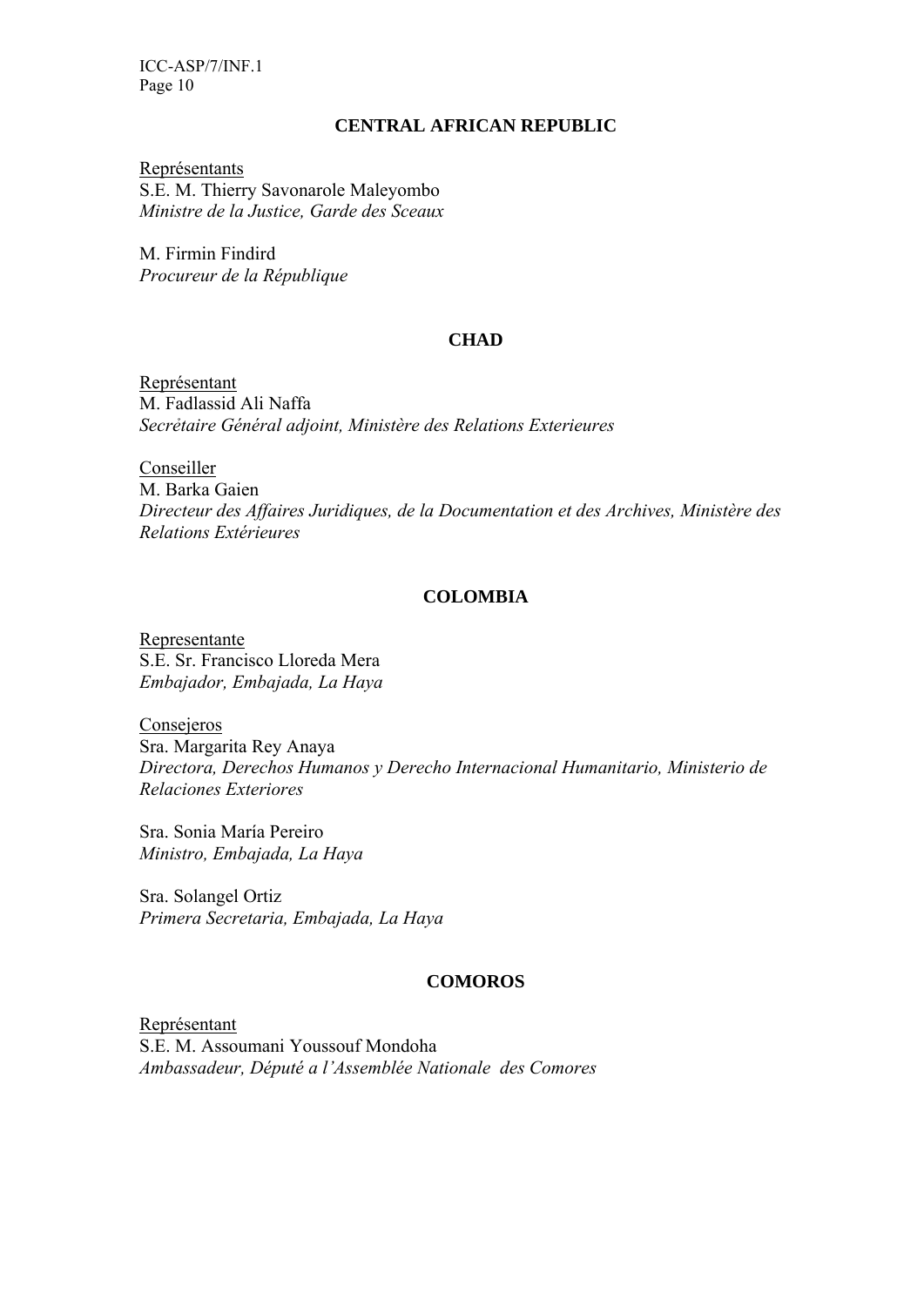## CENTRAL AFRICAN REPUBLIC

Représentants
S.E. M. Thierry Savonarole Maleyombo
*Ministre de la Justice, Garde des Sceaux*

M. Firmin Findird
*Procureur de la République*

## CHAD

Représentant
M. Fadlassid Ali Naffa
*Secrẻtaire Général adjoint, Ministère des Relations Exterieures*

Conseiller
M. Barka Gaien
*Directeur des Affaires Juridiques, de la Documentation et des Archives, Ministère des Relations Extérieures*

## COLOMBIA

Representante
S.E. Sr. Francisco Lloreda Mera
*Embajador, Embajada, La Haya*

Consejeros
Sra. Margarita Rey Anaya
*Directora, Derechos Humanos y Derecho Internacional Humanitario, Ministerio de Relaciones Exteriores*

Sra. Sonia María Pereiro
*Ministro, Embajada, La Haya*

Sra. Solangel Ortiz
*Primera Secretaria, Embajada, La Haya*

## COMOROS

Représentant
S.E. M. Assoumani Youssouf Mondoha
*Ambassadeur, Député a l'Assemblée Nationale des Comores*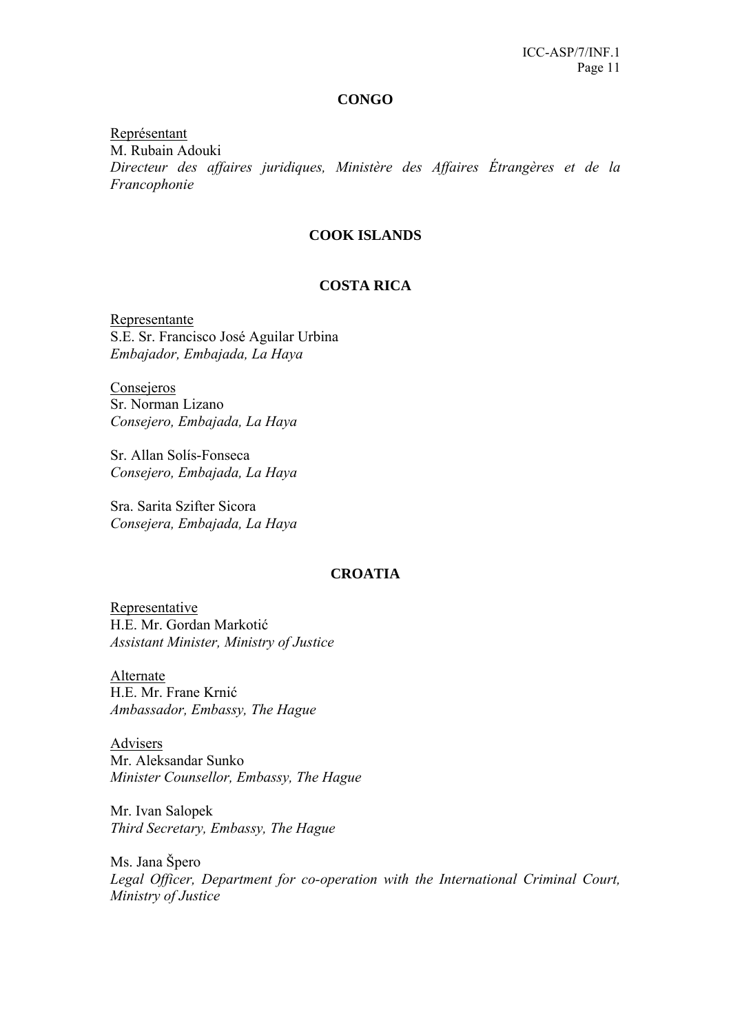## CONGO

Représentant
M. Rubain Adouki
*Directeur des affaires juridiques, Ministère des Affaires Étrangères et de la Francophonie*

## COOK ISLANDS

## COSTA RICA

Representante
S.E. Sr. Francisco José Aguilar Urbina
*Embajador, Embajada, La Haya*

Consejeros
Sr. Norman Lizano
*Consejero, Embajada, La Haya*

Sr. Allan Solís-Fonseca
*Consejero, Embajada, La Haya*

Sra. Sarita Szifter Sicora
*Consejera, Embajada, La Haya*

## CROATIA

Representative
H.E. Mr. Gordan Markotić
*Assistant Minister, Ministry of Justice*

Alternate
H.E. Mr. Frane Krnić
*Ambassador, Embassy, The Hague*

Advisers
Mr. Aleksandar Sunko
*Minister Counsellor, Embassy, The Hague*

Mr. Ivan Salopek
*Third Secretary, Embassy, The Hague*

Ms. Jana Špero
*Legal Officer, Department for co-operation with the International Criminal Court, Ministry of Justice*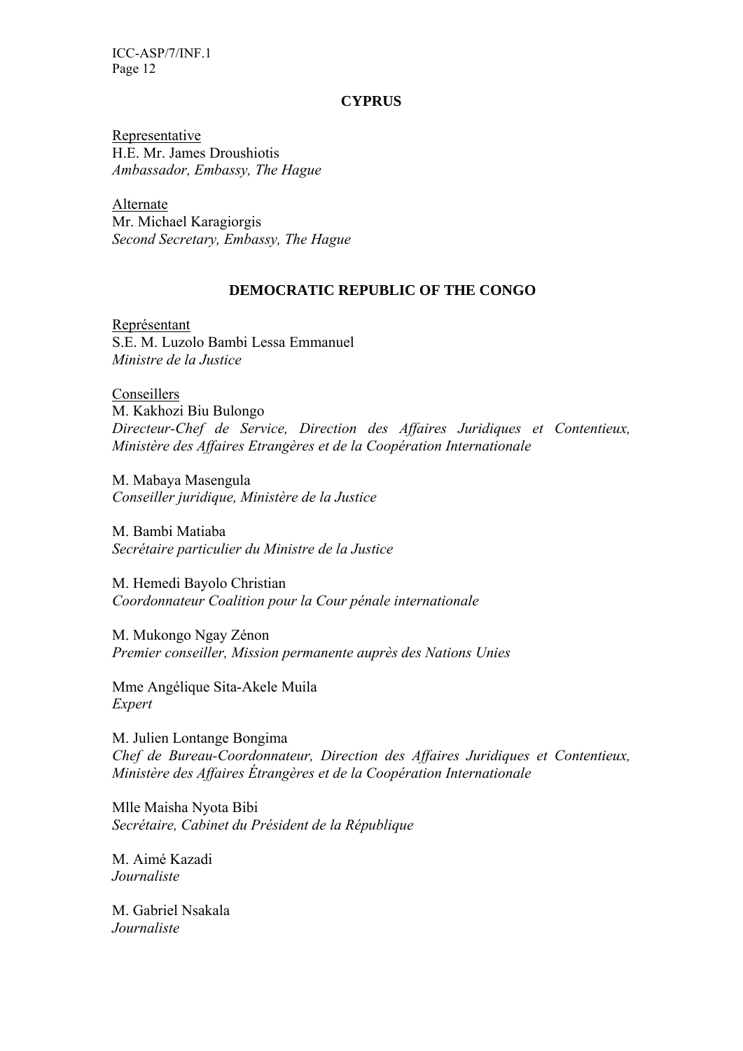## CYPRUS

Representative
H.E. Mr. James Droushiotis
*Ambassador, Embassy, The Hague*

Alternate
Mr. Michael Karagiorgis
*Second Secretary, Embassy, The Hague*

## DEMOCRATIC REPUBLIC OF THE CONGO

Représentant
S.E. M. Luzolo Bambi Lessa Emmanuel
*Ministre de la Justice*

Conseillers
M. Kakhozi Biu Bulongo
*Directeur-Chef de Service, Direction des Affaires Juridiques et Contentieux, Ministère des Affaires Etrangères et de la Coopération Internationale*

M. Mabaya Masengula
*Conseiller juridique, Ministère de la Justice*

M. Bambi Matiaba
*Secrétaire particulier du Ministre de la Justice*

M. Hemedi Bayolo Christian
*Coordonnateur Coalition pour la Cour pénale internationale*

M. Mukongo Ngay Zénon
*Premier conseiller, Mission permanente auprès des Nations Unies*

Mme Angélique Sita-Akele Muila
*Expert*

M. Julien Lontange Bongima
*Chef de Bureau-Coordonnateur, Direction des Affaires Juridiques et Contentieux, Ministère des Affaires Étrangères et de la Coopération Internationale*

Mlle Maisha Nyota Bibi
*Secrétaire, Cabinet du Président de la République*

M. Aimé Kazadi
*Journaliste*

M. Gabriel Nsakala
*Journaliste*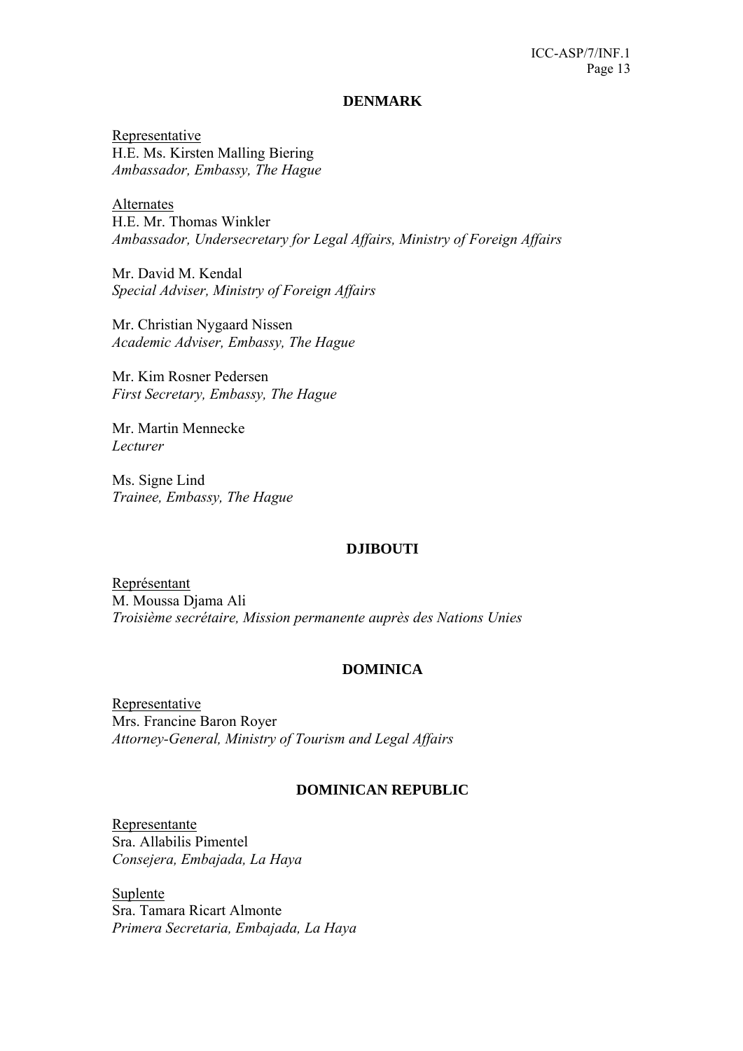## DENMARK

Representative
H.E. Ms. Kirsten Malling Biering
*Ambassador, Embassy, The Hague*

Alternates
H.E. Mr. Thomas Winkler
*Ambassador, Undersecretary for Legal Affairs, Ministry of Foreign Affairs*

Mr. David M. Kendal
*Special Adviser, Ministry of Foreign Affairs*

Mr. Christian Nygaard Nissen
*Academic Adviser, Embassy, The Hague*

Mr. Kim Rosner Pedersen
*First Secretary, Embassy, The Hague*

Mr. Martin Mennecke
*Lecturer*

Ms. Signe Lind
*Trainee, Embassy, The Hague*

## DJIBOUTI

Représentant
M. Moussa Djama Ali
*Troisième secrétaire, Mission permanente auprès des Nations Unies*

## DOMINICA

Representative
Mrs. Francine Baron Royer
*Attorney-General, Ministry of Tourism and Legal Affairs*

## DOMINICAN REPUBLIC

Representante
Sra. Allabilis Pimentel
*Consejera, Embajada, La Haya*

Suplente
Sra. Tamara Ricart Almonte
*Primera Secretaria, Embajada, La Haya*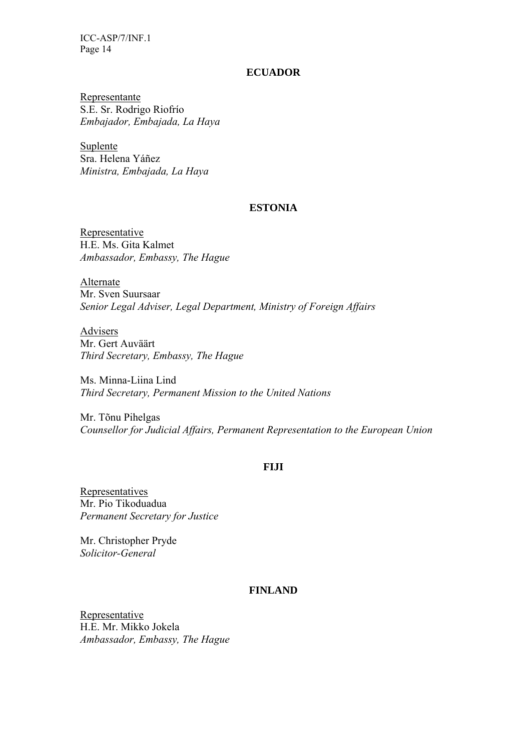## ECUADOR

Representante
S.E. Sr. Rodrigo Riofrío
*Embajador, Embajada, La Haya*

Suplente
Sra. Helena Yáñez
*Ministra, Embajada, La Haya*

## ESTONIA

Representative
H.E. Ms. Gita Kalmet
*Ambassador, Embassy, The Hague*

Alternate
Mr. Sven Suursaar
*Senior Legal Adviser, Legal Department, Ministry of Foreign Affairs*

Advisers
Mr. Gert Auväärt
*Third Secretary, Embassy, The Hague*

Ms. Minna-Liina Lind
*Third Secretary, Permanent Mission to the United Nations*

Mr. Tõnu Pihelgas
*Counsellor for Judicial Affairs, Permanent Representation to the European Union*

## FIJI

Representatives
Mr. Pio Tikoduadua
*Permanent Secretary for Justice*

Mr. Christopher Pryde
*Solicitor-General*

## FINLAND

Representative
H.E. Mr. Mikko Jokela
*Ambassador, Embassy, The Hague*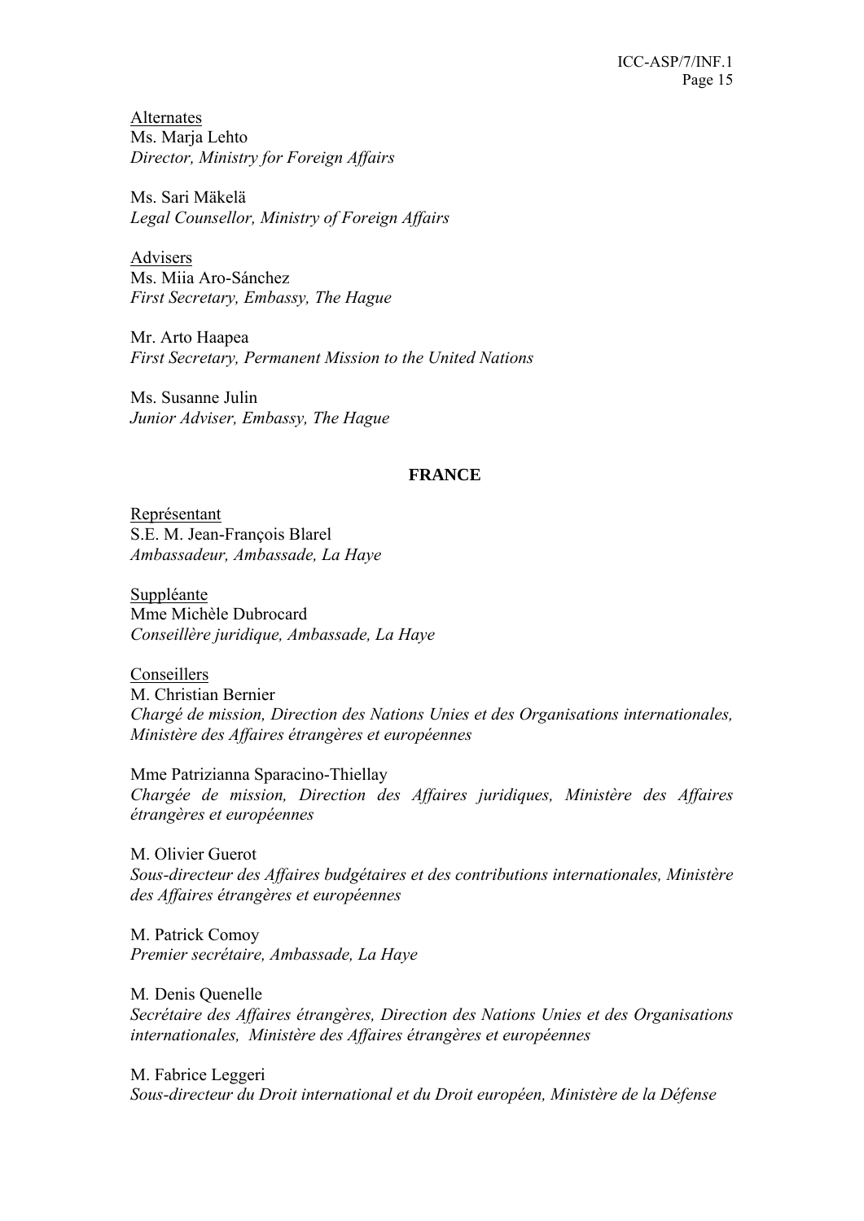Alternates

Ms. Marja Lehto
*Director, Ministry for Foreign Affairs*

Ms. Sari Mäkelä
*Legal Counsellor, Ministry of Foreign Affairs*

Advisers

Ms. Miia Aro-Sánchez
*First Secretary, Embassy, The Hague*

Mr. Arto Haapea
*First Secretary, Permanent Mission to the United Nations*

Ms. Susanne Julin
*Junior Adviser, Embassy, The Hague*

**FRANCE**

Représentant

S.E. M. Jean-François Blarel
*Ambassadeur, Ambassade, La Haye*

Suppléante

Mme Michèle Dubrocard
*Conseillère juridique, Ambassade, La Haye*

Conseillers

M. Christian Bernier
*Chargé de mission, Direction des Nations Unies et des Organisations internationales, Ministère des Affaires étrangères et européennes*

Mme Patrizianna Sparacino-Thiellay
*Chargée de mission, Direction des Affaires juridiques, Ministère des Affaires étrangères et européennes*

M. Olivier Guerot
*Sous-directeur des Affaires budgétaires et des contributions internationales, Ministère des Affaires étrangères et européennes*

M. Patrick Comoy
*Premier secrétaire, Ambassade, La Haye*

M. Denis Quenelle
*Secrétaire des Affaires étrangères, Direction des Nations Unies et des Organisations internationales, Ministère des Affaires étrangères et européennes*

M. Fabrice Leggeri
*Sous-directeur du Droit international et du Droit européen, Ministère de la Défense*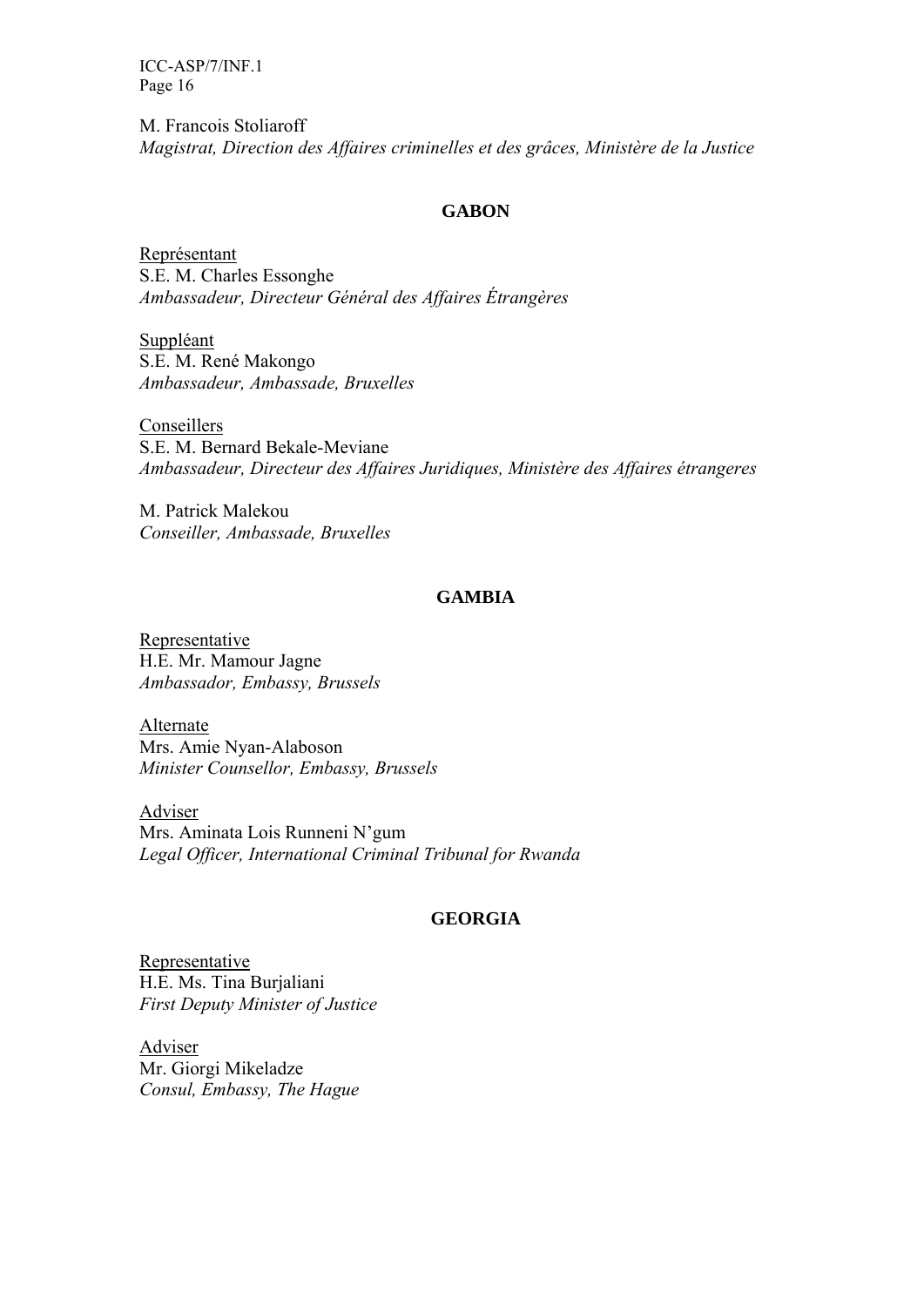M. Francois Stoliaroff
*Magistrat, Direction des Affaires criminelles et des grâces, Ministère de la Justice*

## GABON

Représentant
S.E. M. Charles Essonghe
*Ambassadeur, Directeur Général des Affaires Étrangères*

Suppléant
S.E. M. René Makongo
*Ambassadeur, Ambassade, Bruxelles*

Conseillers
S.E. M. Bernard Bekale-Meviane
*Ambassadeur, Directeur des Affaires Juridiques, Ministère des Affaires étrangeres*

M. Patrick Malekou
*Conseiller, Ambassade, Bruxelles*

## GAMBIA

Representative
H.E. Mr. Mamour Jagne
*Ambassador, Embassy, Brussels*

Alternate
Mrs. Amie Nyan-Alaboson
*Minister Counsellor, Embassy, Brussels*

Adviser
Mrs. Aminata Lois Runneni N'gum
*Legal Officer, International Criminal Tribunal for Rwanda*

## GEORGIA

Representative
H.E. Ms. Tina Burjaliani
*First Deputy Minister of Justice*

Adviser
Mr. Giorgi Mikeladze
*Consul, Embassy, The Hague*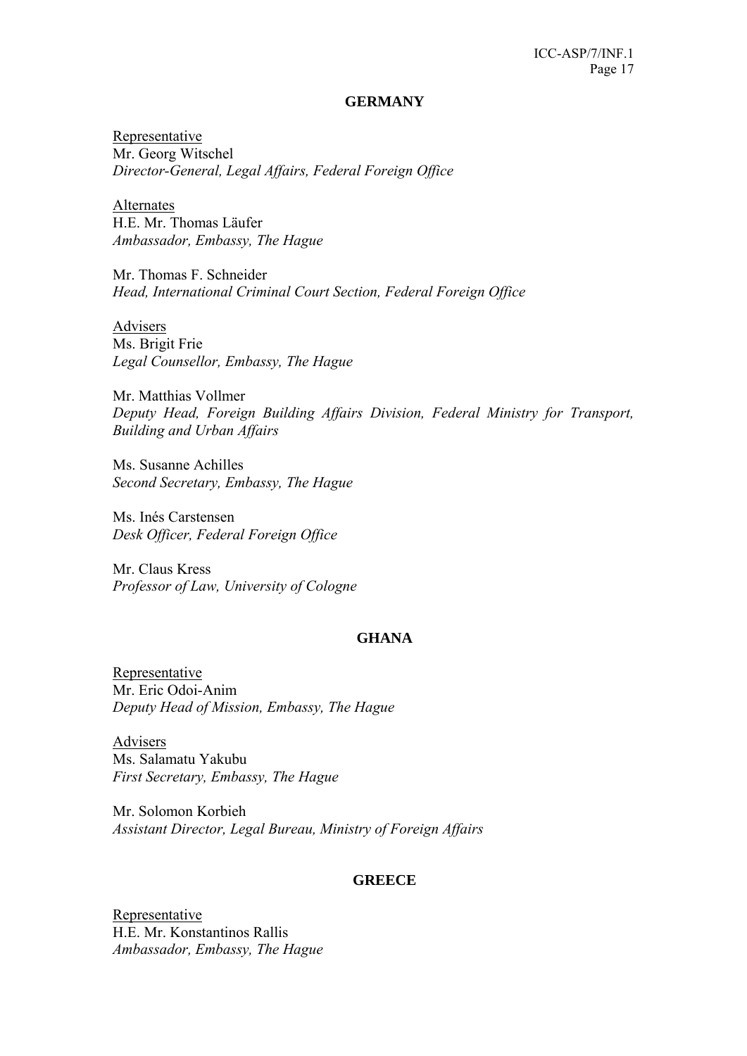## GERMANY

<u>Representative</u>
Mr. Georg Witschel
*Director-General, Legal Affairs, Federal Foreign Office*

<u>Alternates</u>
H.E. Mr. Thomas Läufer
*Ambassador, Embassy, The Hague*

Mr. Thomas F. Schneider
*Head, International Criminal Court Section, Federal Foreign Office*

<u>Advisers</u>
Ms. Brigit Frie
*Legal Counsellor, Embassy, The Hague*

Mr. Matthias Vollmer
*Deputy Head, Foreign Building Affairs Division, Federal Ministry for Transport, Building and Urban Affairs*

Ms. Susanne Achilles
*Second Secretary, Embassy, The Hague*

Ms. Inés Carstensen
*Desk Officer, Federal Foreign Office*

Mr. Claus Kress
*Professor of Law, University of Cologne*

## GHANA

<u>Representative</u>
Mr. Eric Odoi-Anim
*Deputy Head of Mission, Embassy, The Hague*

<u>Advisers</u>
Ms. Salamatu Yakubu
*First Secretary, Embassy, The Hague*

Mr. Solomon Korbieh
*Assistant Director, Legal Bureau, Ministry of Foreign Affairs*

## GREECE

<u>Representative</u>
H.E. Mr. Konstantinos Rallis
*Ambassador, Embassy, The Hague*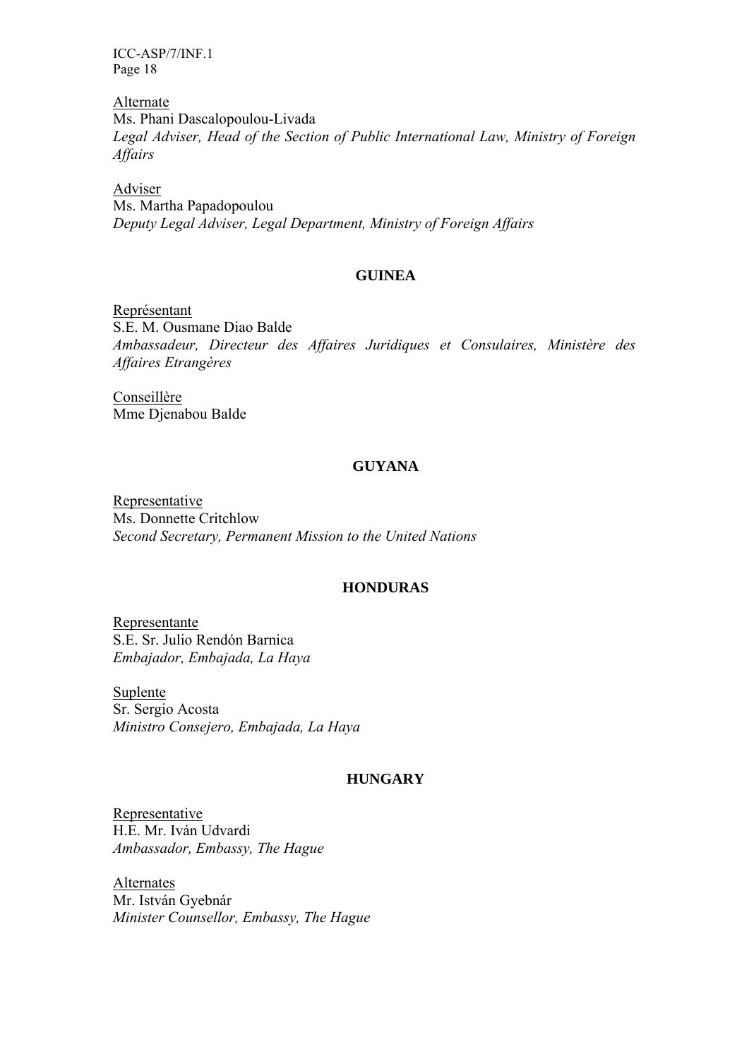Alternate
Ms. Phani Dascalopoulou-Livada
*Legal Adviser, Head of the Section of Public International Law, Ministry of Foreign Affairs*

Adviser
Ms. Martha Papadopoulou
*Deputy Legal Adviser, Legal Department, Ministry of Foreign Affairs*

## GUINEA

Représentant
S.E. M. Ousmane Diao Balde
*Ambassadeur, Directeur des Affaires Juridiques et Consulaires, Ministère des Affaires Etrangères*

Conseillère
Mme Djenabou Balde

## GUYANA

Representative
Ms. Donnette Critchlow
*Second Secretary, Permanent Mission to the United Nations*

## HONDURAS

Representante
S.E. Sr. Julio Rendón Barnica
*Embajador, Embajada, La Haya*

Suplente
Sr. Sergio Acosta
*Ministro Consejero, Embajada, La Haya*

## HUNGARY

Representative
H.E. Mr. Iván Udvardi
*Ambassador, Embassy, The Hague*

Alternates
Mr. István Gyebnár
*Minister Counsellor, Embassy, The Hague*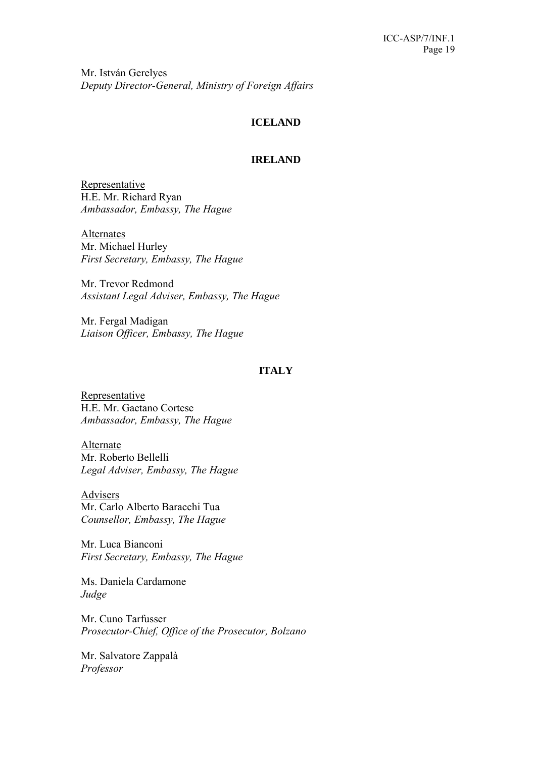Mr. István Gerelyes
*Deputy Director-General, Ministry of Foreign Affairs*

## ICELAND

## IRELAND

Representative
H.E. Mr. Richard Ryan
*Ambassador, Embassy, The Hague*

Alternates
Mr. Michael Hurley
*First Secretary, Embassy, The Hague*

Mr. Trevor Redmond
*Assistant Legal Adviser, Embassy, The Hague*

Mr. Fergal Madigan
*Liaison Officer, Embassy, The Hague*

## ITALY

Representative
H.E. Mr. Gaetano Cortese
*Ambassador, Embassy, The Hague*

Alternate
Mr. Roberto Bellelli
*Legal Adviser, Embassy, The Hague*

Advisers
Mr. Carlo Alberto Baracchi Tua
*Counsellor, Embassy, The Hague*

Mr. Luca Bianconi
*First Secretary, Embassy, The Hague*

Ms. Daniela Cardamone
*Judge*

Mr. Cuno Tarfusser
*Prosecutor-Chief, Office of the Prosecutor, Bolzano*

Mr. Salvatore Zappalà
*Professor*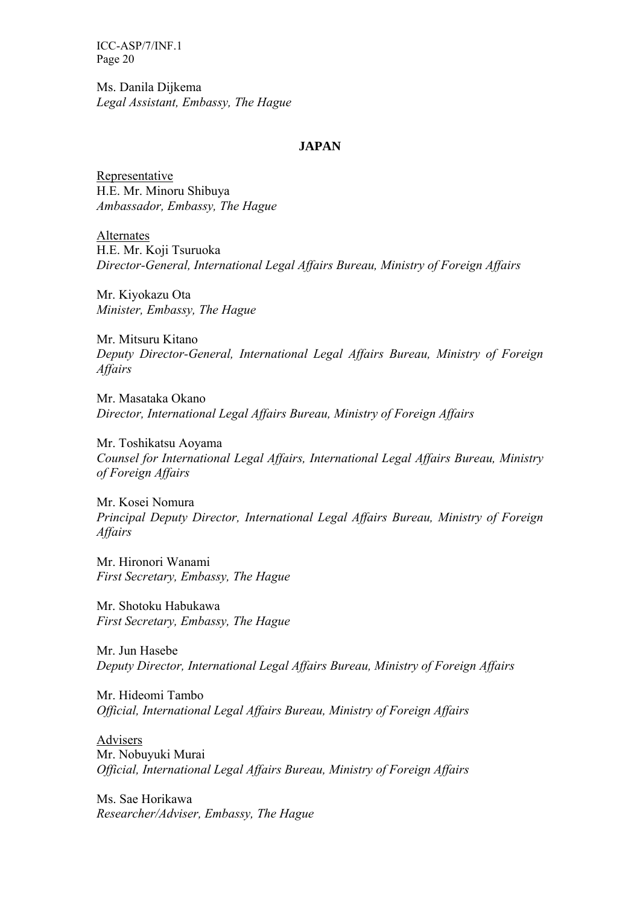Ms. Danila Dijkema
*Legal Assistant, Embassy, The Hague*

**JAPAN**

Representative
H.E. Mr. Minoru Shibuya
*Ambassador, Embassy, The Hague*

Alternates
H.E. Mr. Koji Tsuruoka
*Director-General, International Legal Affairs Bureau, Ministry of Foreign Affairs*

Mr. Kiyokazu Ota
*Minister, Embassy, The Hague*

Mr. Mitsuru Kitano
*Deputy Director-General, International Legal Affairs Bureau, Ministry of Foreign Affairs*

Mr. Masataka Okano
*Director, International Legal Affairs Bureau, Ministry of Foreign Affairs*

Mr. Toshikatsu Aoyama
*Counsel for International Legal Affairs, International Legal Affairs Bureau, Ministry of Foreign Affairs*

Mr. Kosei Nomura
*Principal Deputy Director, International Legal Affairs Bureau, Ministry of Foreign Affairs*

Mr. Hironori Wanami
*First Secretary, Embassy, The Hague*

Mr. Shotoku Habukawa
*First Secretary, Embassy, The Hague*

Mr. Jun Hasebe
*Deputy Director, International Legal Affairs Bureau, Ministry of Foreign Affairs*

Mr. Hideomi Tambo
*Official, International Legal Affairs Bureau, Ministry of Foreign Affairs*

Advisers
Mr. Nobuyuki Murai
*Official, International Legal Affairs Bureau, Ministry of Foreign Affairs*

Ms. Sae Horikawa
*Researcher/Adviser, Embassy, The Hague*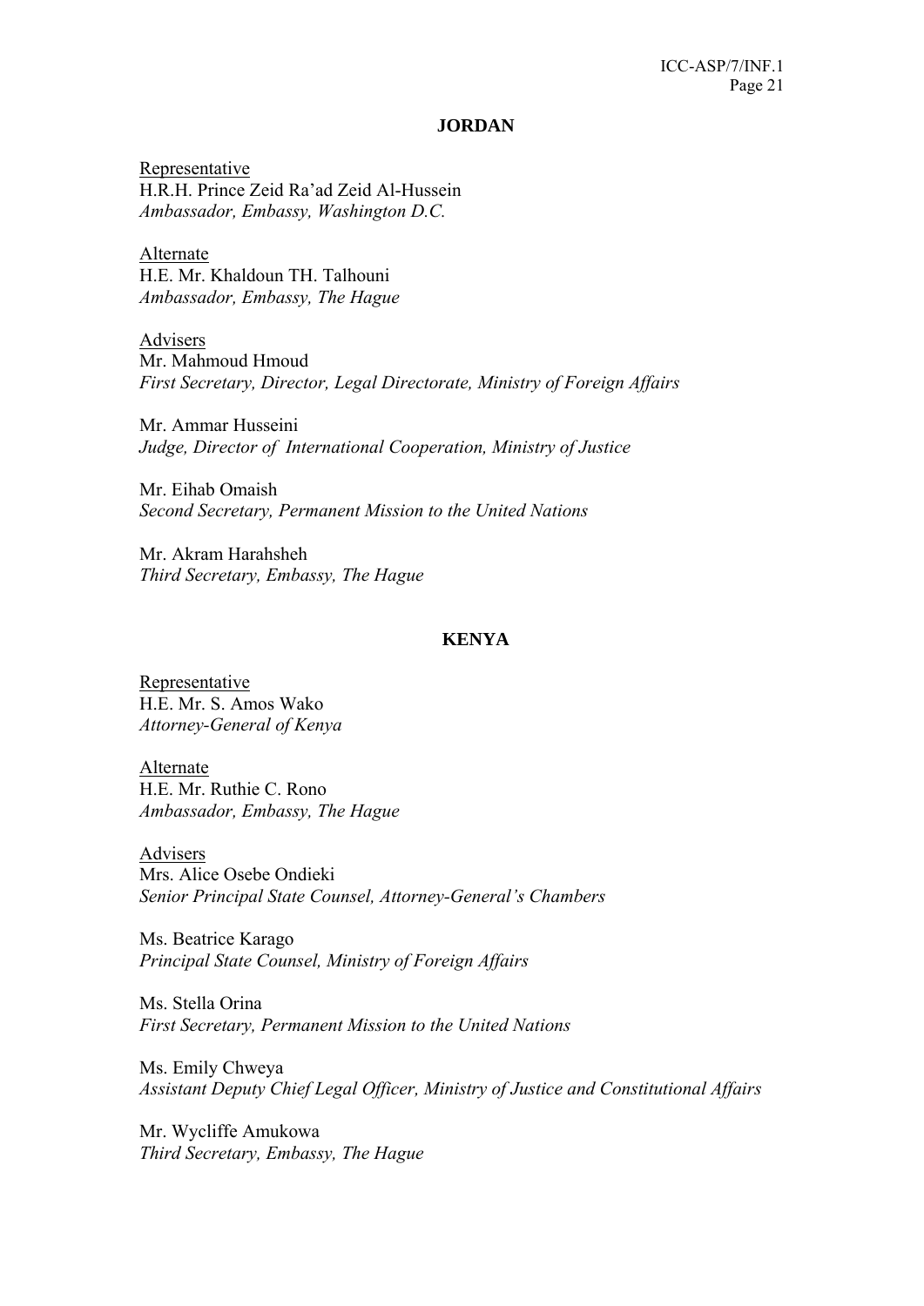## JORDAN

Representative
H.R.H. Prince Zeid Ra'ad Zeid Al-Hussein
*Ambassador, Embassy, Washington D.C.*

Alternate
H.E. Mr. Khaldoun TH. Talhouni
*Ambassador, Embassy, The Hague*

Advisers
Mr. Mahmoud Hmoud
*First Secretary, Director, Legal Directorate, Ministry of Foreign Affairs*

Mr. Ammar Husseini
*Judge, Director of International Cooperation, Ministry of Justice*

Mr. Eihab Omaish
*Second Secretary, Permanent Mission to the United Nations*

Mr. Akram Harahsheh
*Third Secretary, Embassy, The Hague*

## KENYA

Representative
H.E. Mr. S. Amos Wako
*Attorney-General of Kenya*

Alternate
H.E. Mr. Ruthie C. Rono
*Ambassador, Embassy, The Hague*

Advisers
Mrs. Alice Osebe Ondieki
*Senior Principal State Counsel, Attorney-General's Chambers*

Ms. Beatrice Karago
*Principal State Counsel, Ministry of Foreign Affairs*

Ms. Stella Orina
*First Secretary, Permanent Mission to the United Nations*

Ms. Emily Chweya
*Assistant Deputy Chief Legal Officer, Ministry of Justice and Constitutional Affairs*

Mr. Wycliffe Amukowa
*Third Secretary, Embassy, The Hague*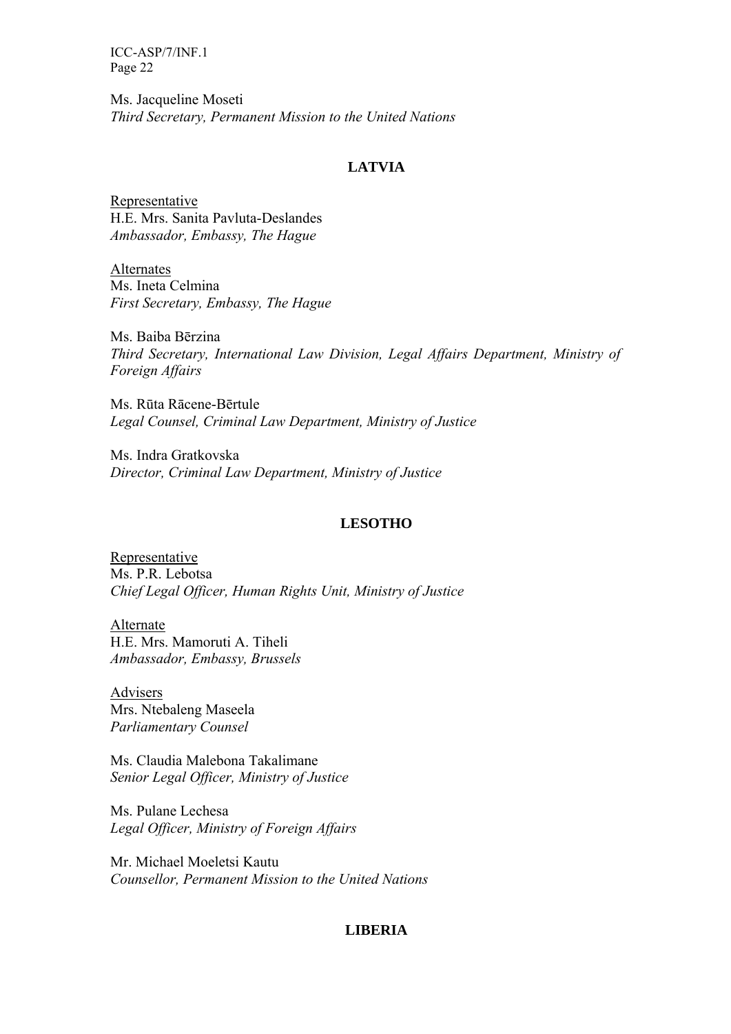Ms. Jacqueline Moseti
*Third Secretary, Permanent Mission to the United Nations*

## LATVIA

Representative
H.E. Mrs. Sanita Pavluta-Deslandes
*Ambassador, Embassy, The Hague*

Alternates
Ms. Ineta Celmina
*First Secretary, Embassy, The Hague*

Ms. Baiba Bērzina
*Third Secretary, International Law Division, Legal Affairs Department, Ministry of Foreign Affairs*

Ms. Rūta Rācene-Bērtule
*Legal Counsel, Criminal Law Department, Ministry of Justice*

Ms. Indra Gratkovska
*Director, Criminal Law Department, Ministry of Justice*

## LESOTHO

Representative
Ms. P.R. Lebotsa
*Chief Legal Officer, Human Rights Unit, Ministry of Justice*

Alternate
H.E. Mrs. Mamoruti A. Tiheli
*Ambassador, Embassy, Brussels*

Advisers
Mrs. Ntebaleng Maseela
*Parliamentary Counsel*

Ms. Claudia Malebona Takalimane
*Senior Legal Officer, Ministry of Justice*

Ms. Pulane Lechesa
*Legal Officer, Ministry of Foreign Affairs*

Mr. Michael Moeletsi Kautu
*Counsellor, Permanent Mission to the United Nations*

## LIBERIA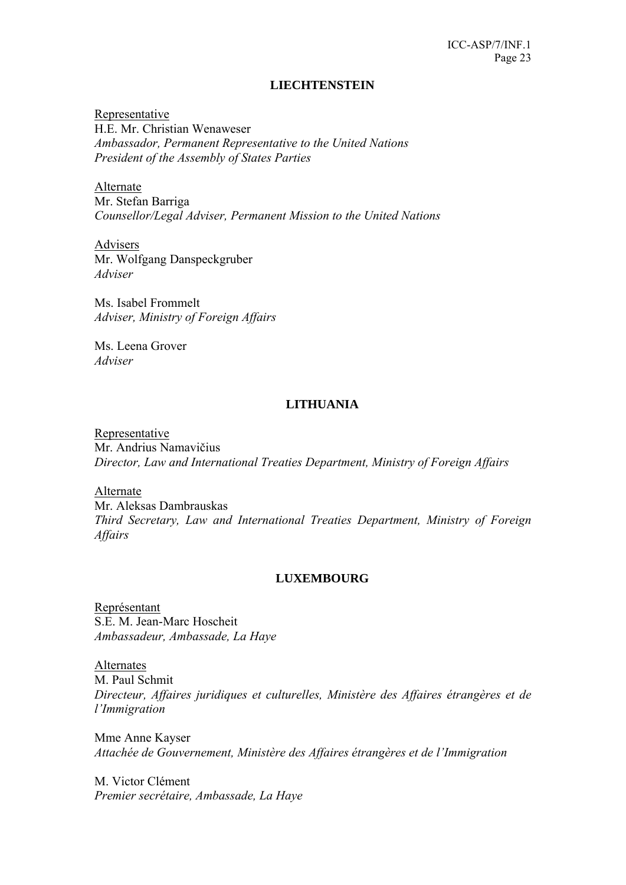## LIECHTENSTEIN

Representative
H.E. Mr. Christian Wenaweser
*Ambassador, Permanent Representative to the United Nations*
*President of the Assembly of States Parties*

Alternate
Mr. Stefan Barriga
*Counsellor/Legal Adviser, Permanent Mission to the United Nations*

Advisers
Mr. Wolfgang Danspeckgruber
*Adviser*

Ms. Isabel Frommelt
*Adviser, Ministry of Foreign Affairs*

Ms. Leena Grover
*Adviser*

## LITHUANIA

Representative
Mr. Andrius Namavičius
*Director, Law and International Treaties Department, Ministry of Foreign Affairs*

Alternate
Mr. Aleksas Dambrauskas
*Third Secretary, Law and International Treaties Department, Ministry of Foreign Affairs*

## LUXEMBOURG

Représentant
S.E. M. Jean-Marc Hoscheit
*Ambassadeur, Ambassade, La Haye*

Alternates
M. Paul Schmit
*Directeur, Affaires juridiques et culturelles, Ministère des Affaires étrangères et de l'Immigration*

Mme Anne Kayser
*Attachée de Gouvernement, Ministère des Affaires étrangères et de l'Immigration*

M. Victor Clément
*Premier secrétaire, Ambassade, La Haye*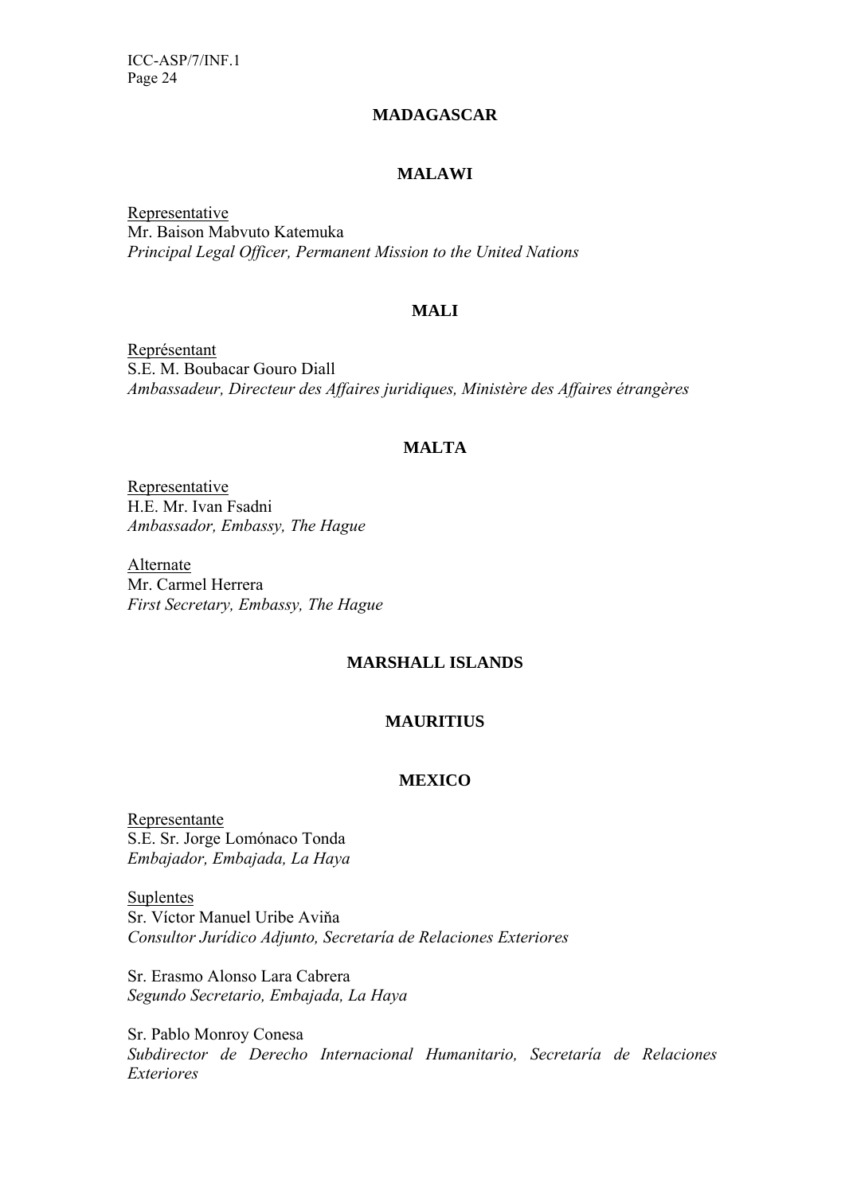**MADAGASCAR**

**MALAWI**

Representative
Mr. Baison Mabvuto Katemuka
*Principal Legal Officer, Permanent Mission to the United Nations*

**MALI**

Représentant
S.E. M. Boubacar Gouro Diall
*Ambassadeur, Directeur des Affaires juridiques, Ministère des Affaires étrangères*

**MALTA**

Representative
H.E. Mr. Ivan Fsadni
*Ambassador, Embassy, The Hague*

Alternate
Mr. Carmel Herrera
*First Secretary, Embassy, The Hague*

**MARSHALL ISLANDS**

**MAURITIUS**

**MEXICO**

Representante
S.E. Sr. Jorge Lomónaco Tonda
*Embajador, Embajada, La Haya*

Suplentes
Sr. Víctor Manuel Uribe Aviňa
*Consultor Jurídico Adjunto, Secretaría de Relaciones Exteriores*

Sr. Erasmo Alonso Lara Cabrera
*Segundo Secretario, Embajada, La Haya*

Sr. Pablo Monroy Conesa
*Subdirector de Derecho Internacional Humanitario, Secretaría de Relaciones Exteriores*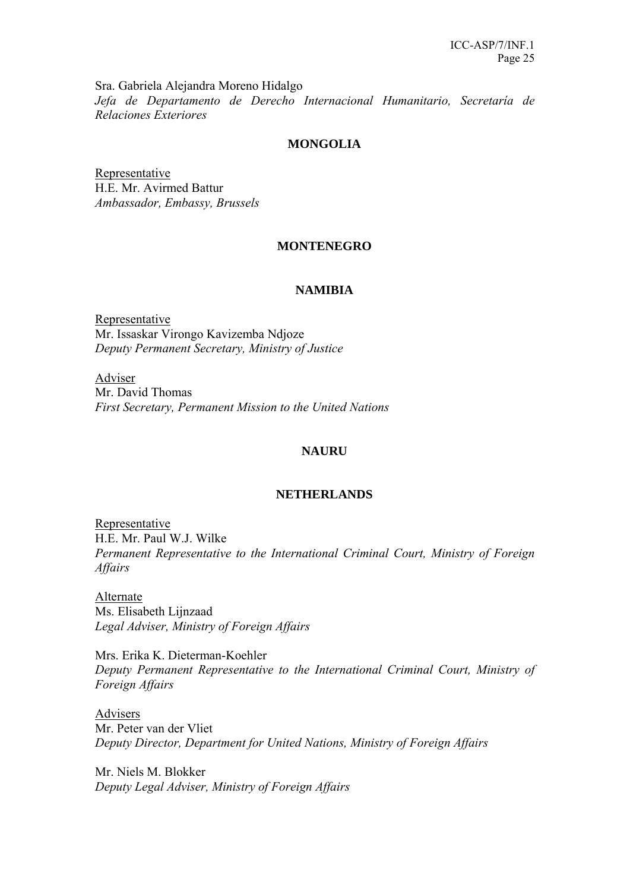Sra. Gabriela Alejandra Moreno Hidalgo
*Jefa de Departamento de Derecho Internacional Humanitario, Secretaría de Relaciones Exteriores*

**MONGOLIA**

Representative
H.E. Mr. Avirmed Battur
*Ambassador, Embassy, Brussels*

**MONTENEGRO**

**NAMIBIA**

Representative
Mr. Issaskar Virongo Kavizemba Ndjoze
*Deputy Permanent Secretary, Ministry of Justice*

Adviser
Mr. David Thomas
*First Secretary, Permanent Mission to the United Nations*

**NAURU**

**NETHERLANDS**

Representative
H.E. Mr. Paul W.J. Wilke
*Permanent Representative to the International Criminal Court, Ministry of Foreign Affairs*

Alternate
Ms. Elisabeth Lijnzaad
*Legal Adviser, Ministry of Foreign Affairs*

Mrs. Erika K. Dieterman-Koehler
*Deputy Permanent Representative to the International Criminal Court, Ministry of Foreign Affairs*

Advisers
Mr. Peter van der Vliet
*Deputy Director, Department for United Nations, Ministry of Foreign Affairs*

Mr. Niels M. Blokker
*Deputy Legal Adviser, Ministry of Foreign Affairs*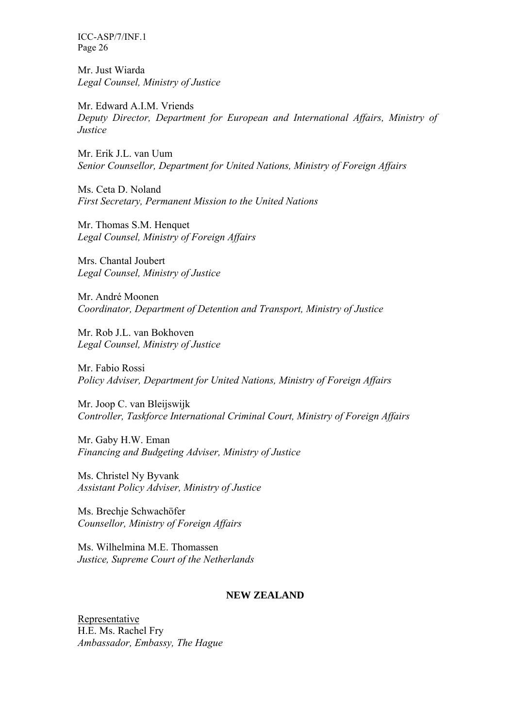Mr. Just Wiarda
*Legal Counsel, Ministry of Justice*

Mr. Edward A.I.M. Vriends
*Deputy Director, Department for European and International Affairs, Ministry of Justice*

Mr. Erik J.L. van Uum
*Senior Counsellor, Department for United Nations, Ministry of Foreign Affairs*

Ms. Ceta D. Noland
*First Secretary, Permanent Mission to the United Nations*

Mr. Thomas S.M. Henquet
*Legal Counsel, Ministry of Foreign Affairs*

Mrs. Chantal Joubert
*Legal Counsel, Ministry of Justice*

Mr. André Moonen
*Coordinator, Department of Detention and Transport, Ministry of Justice*

Mr. Rob J.L. van Bokhoven
*Legal Counsel, Ministry of Justice*

Mr. Fabio Rossi
*Policy Adviser, Department for United Nations, Ministry of Foreign Affairs*

Mr. Joop C. van Bleijswijk
*Controller, Taskforce International Criminal Court, Ministry of Foreign Affairs*

Mr. Gaby H.W. Eman
*Financing and Budgeting Adviser, Ministry of Justice*

Ms. Christel Ny Byvank
*Assistant Policy Adviser, Ministry of Justice*

Ms. Brechje Schwachöfer
*Counsellor, Ministry of Foreign Affairs*

Ms. Wilhelmina M.E. Thomassen
*Justice, Supreme Court of the Netherlands*

**NEW ZEALAND**

Representative
H.E. Ms. Rachel Fry
*Ambassador, Embassy, The Hague*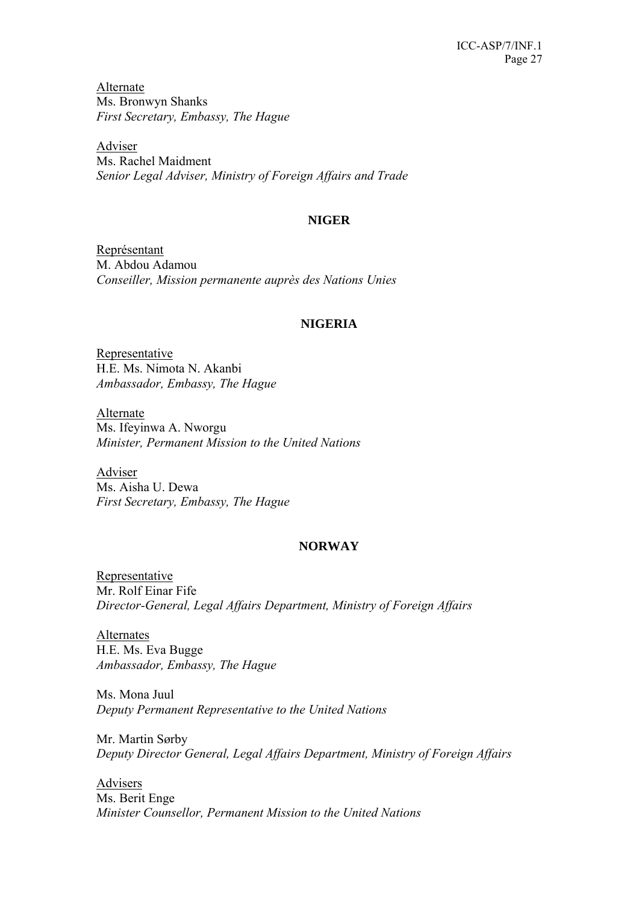Alternate
Ms. Bronwyn Shanks
*First Secretary, Embassy, The Hague*

Adviser
Ms. Rachel Maidment
*Senior Legal Adviser, Ministry of Foreign Affairs and Trade*

**NIGER**

Représentant
M. Abdou Adamou
*Conseiller, Mission permanente auprès des Nations Unies*

**NIGERIA**

Representative
H.E. Ms. Nimota N. Akanbi
*Ambassador, Embassy, The Hague*

Alternate
Ms. Ifeyinwa A. Nworgu
*Minister, Permanent Mission to the United Nations*

Adviser
Ms. Aisha U. Dewa
*First Secretary, Embassy, The Hague*

**NORWAY**

Representative
Mr. Rolf Einar Fife
*Director-General, Legal Affairs Department, Ministry of Foreign Affairs*

Alternates
H.E. Ms. Eva Bugge
*Ambassador, Embassy, The Hague*

Ms. Mona Juul
*Deputy Permanent Representative to the United Nations*

Mr. Martin Sørby
*Deputy Director General, Legal Affairs Department, Ministry of Foreign Affairs*

Advisers
Ms. Berit Enge
*Minister Counsellor, Permanent Mission to the United Nations*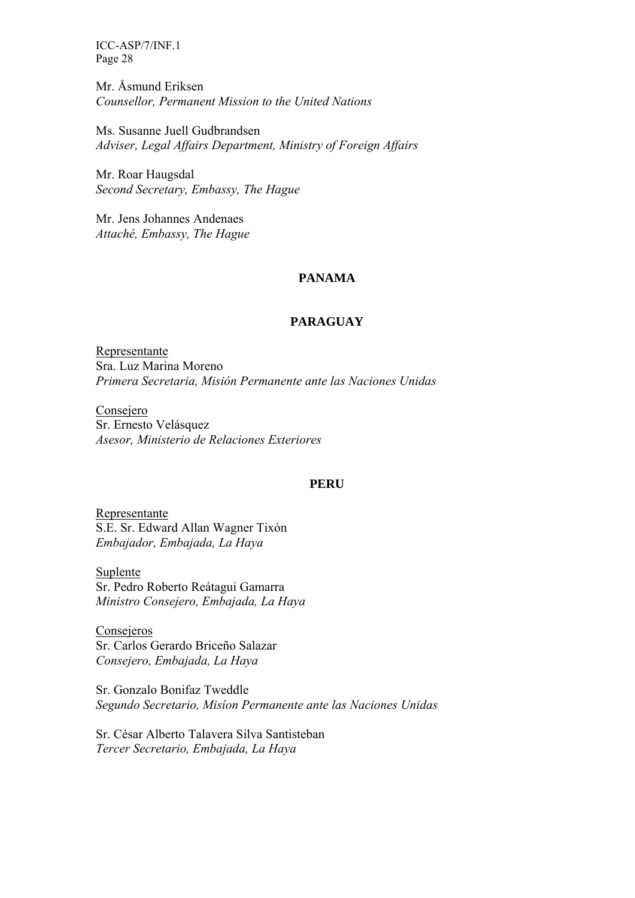Mr. Åsmund Eriksen
*Counsellor, Permanent Mission to the United Nations*

Ms. Susanne Juell Gudbrandsen
*Adviser, Legal Affairs Department, Ministry of Foreign Affairs*

Mr. Roar Haugsdal
*Second Secretary, Embassy, The Hague*

Mr. Jens Johannes Andenaes
*Attaché, Embassy, The Hague*

**PANAMA**

**PARAGUAY**

Representante
Sra. Luz Marina Moreno
*Primera Secretaria, Misión Permanente ante las Naciones Unidas*

Consejero
Sr. Ernesto Velásquez
*Asesor, Ministerio de Relaciones Exteriores*

**PERU**

Representante
S.E. Sr. Edward Allan Wagner Tixón
*Embajador, Embajada, La Haya*

Suplente
Sr. Pedro Roberto Reátagui Gamarra
*Ministro Consejero, Embajada, La Haya*

Consejeros
Sr. Carlos Gerardo Briceño Salazar
*Consejero, Embajada, La Haya*

Sr. Gonzalo Bonifaz Tweddle
*Segundo Secretario, Misíon Permanente ante las Naciones Unidas*

Sr. César Alberto Talavera Silva Santisteban
*Tercer Secretario, Embajada, La Haya*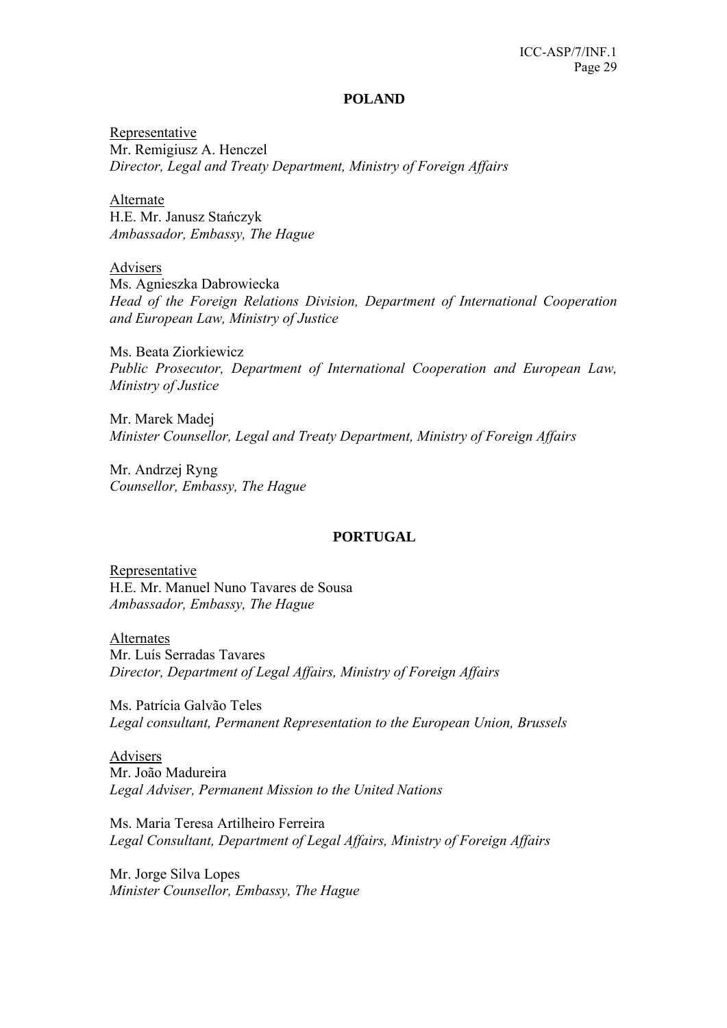## POLAND

Representative
Mr. Remigiusz A. Henczel
*Director, Legal and Treaty Department, Ministry of Foreign Affairs*

Alternate
H.E. Mr. Janusz Stańczyk
*Ambassador, Embassy, The Hague*

Advisers
Ms. Agnieszka Dabrowiecka
*Head of the Foreign Relations Division, Department of International Cooperation and European Law, Ministry of Justice*

Ms. Beata Ziorkiewicz
*Public Prosecutor, Department of International Cooperation and European Law, Ministry of Justice*

Mr. Marek Madej
*Minister Counsellor, Legal and Treaty Department, Ministry of Foreign Affairs*

Mr. Andrzej Ryng
*Counsellor, Embassy, The Hague*

## PORTUGAL

Representative
H.E. Mr. Manuel Nuno Tavares de Sousa
*Ambassador, Embassy, The Hague*

Alternates
Mr. Luís Serradas Tavares
*Director, Department of Legal Affairs, Ministry of Foreign Affairs*

Ms. Patrícia Galvão Teles
*Legal consultant, Permanent Representation to the European Union, Brussels*

Advisers
Mr. João Madureira
*Legal Adviser, Permanent Mission to the United Nations*

Ms. Maria Teresa Artilheiro Ferreira
*Legal Consultant, Department of Legal Affairs, Ministry of Foreign Affairs*

Mr. Jorge Silva Lopes
*Minister Counsellor, Embassy, The Hague*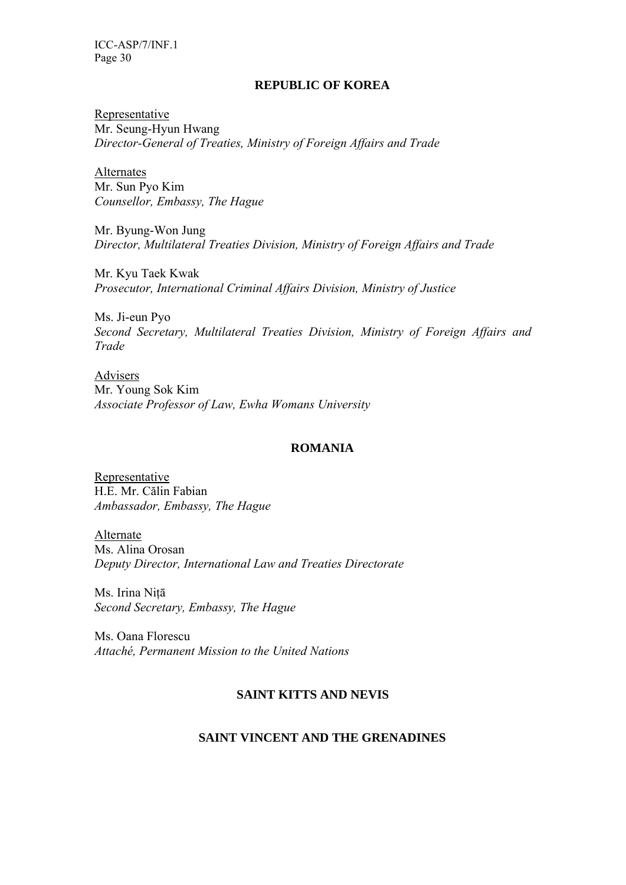## REPUBLIC OF KOREA

Representative
Mr. Seung-Hyun Hwang
*Director-General of Treaties, Ministry of Foreign Affairs and Trade*

Alternates
Mr. Sun Pyo Kim
*Counsellor, Embassy, The Hague*

Mr. Byung-Won Jung
*Director, Multilateral Treaties Division, Ministry of Foreign Affairs and Trade*

Mr. Kyu Taek Kwak
*Prosecutor, International Criminal Affairs Division, Ministry of Justice*

Ms. Ji-eun Pyo
*Second Secretary, Multilateral Treaties Division, Ministry of Foreign Affairs and Trade*

Advisers
Mr. Young Sok Kim
*Associate Professor of Law, Ewha Womans University*

## ROMANIA

Representative
H.E. Mr. Călin Fabian
*Ambassador, Embassy, The Hague*

Alternate
Ms. Alina Orosan
*Deputy Director, International Law and Treaties Directorate*

Ms. Irina Niţā
*Second Secretary, Embassy, The Hague*

Ms. Oana Florescu
*Attaché, Permanent Mission to the United Nations*

## SAINT KITTS AND NEVIS

## SAINT VINCENT AND THE GRENADINES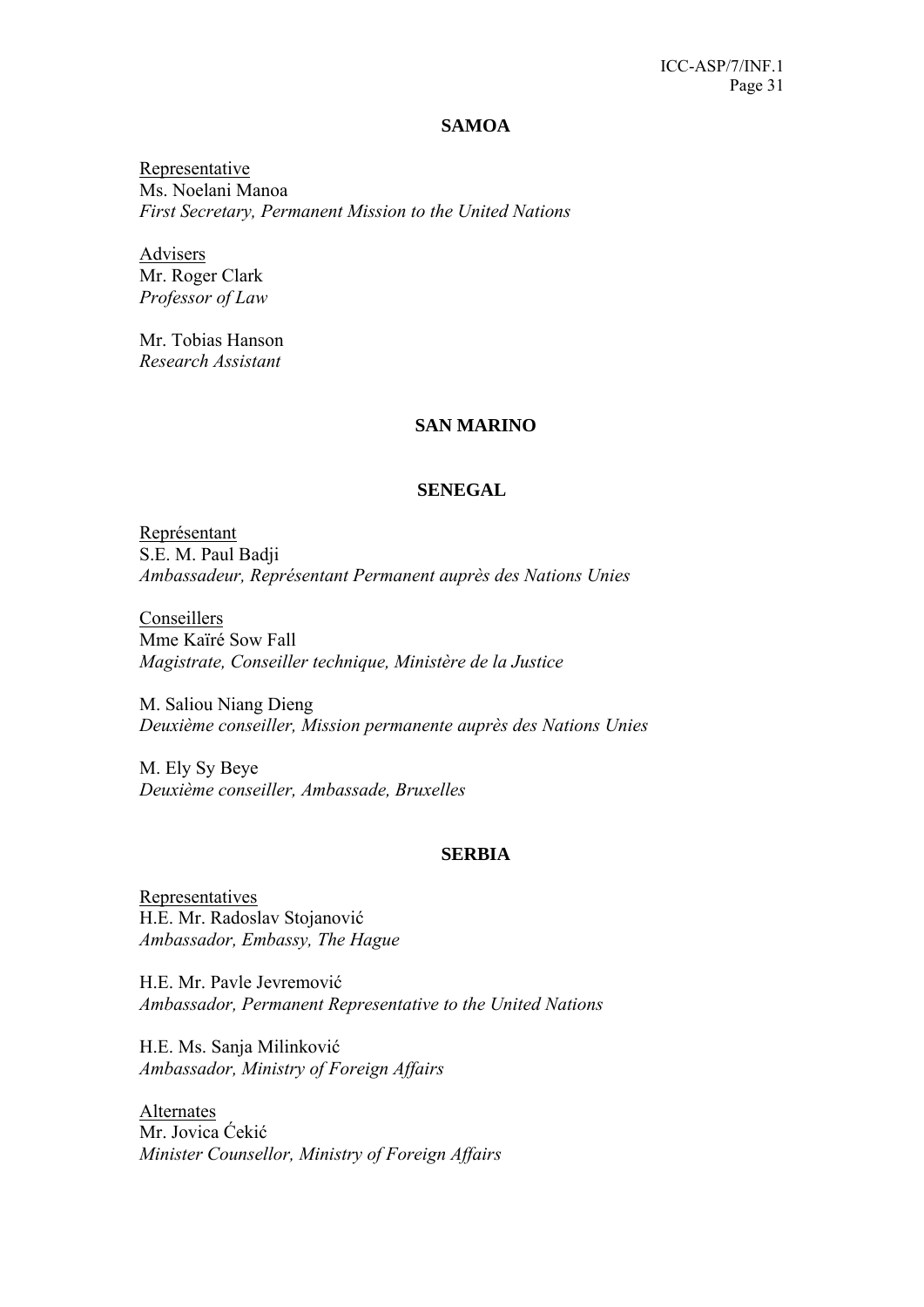## SAMOA

Representative
Ms. Noelani Manoa
*First Secretary, Permanent Mission to the United Nations*

Advisers
Mr. Roger Clark
*Professor of Law*

Mr. Tobias Hanson
*Research Assistant*

## SAN MARINO

## SENEGAL

Représentant
S.E. M. Paul Badji
*Ambassadeur, Représentant Permanent auprès des Nations Unies*

Conseillers
Mme Kaïré Sow Fall
*Magistrate, Conseiller technique, Ministère de la Justice*

M. Saliou Niang Dieng
*Deuxième conseiller, Mission permanente auprès des Nations Unies*

M. Ely Sy Beye
*Deuxième conseiller, Ambassade, Bruxelles*

## SERBIA

Representatives
H.E. Mr. Radoslav Stojanović
*Ambassador, Embassy, The Hague*

H.E. Mr. Pavle Jevremović
*Ambassador, Permanent Representative to the United Nations*

H.E. Ms. Sanja Milinković
*Ambassador, Ministry of Foreign Affairs*

Alternates
Mr. Jovica Ćekić
*Minister Counsellor, Ministry of Foreign Affairs*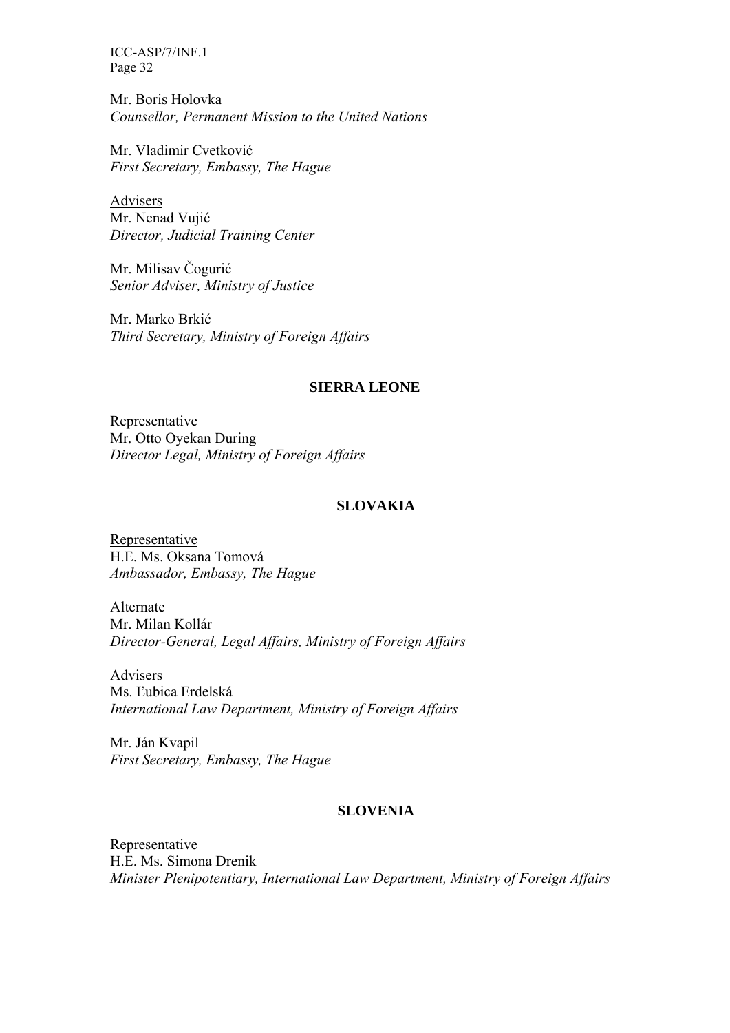Mr. Boris Holovka
*Counsellor, Permanent Mission to the United Nations*

Mr. Vladimir Cvetković
*First Secretary, Embassy, The Hague*

Advisers
Mr. Nenad Vujić
*Director, Judicial Training Center*

Mr. Milisav Čogurić
*Senior Adviser, Ministry of Justice*

Mr. Marko Brkić
*Third Secretary, Ministry of Foreign Affairs*

**SIERRA LEONE**

Representative
Mr. Otto Oyekan During
*Director Legal, Ministry of Foreign Affairs*

**SLOVAKIA**

Representative
H.E. Ms. Oksana Tomová
*Ambassador, Embassy, The Hague*

Alternate
Mr. Milan Kollár
*Director-General, Legal Affairs, Ministry of Foreign Affairs*

Advisers
Ms. Ľubica Erdelská
*International Law Department, Ministry of Foreign Affairs*

Mr. Ján Kvapil
*First Secretary, Embassy, The Hague*

**SLOVENIA**

Representative
H.E. Ms. Simona Drenik
*Minister Plenipotentiary, International Law Department, Ministry of Foreign Affairs*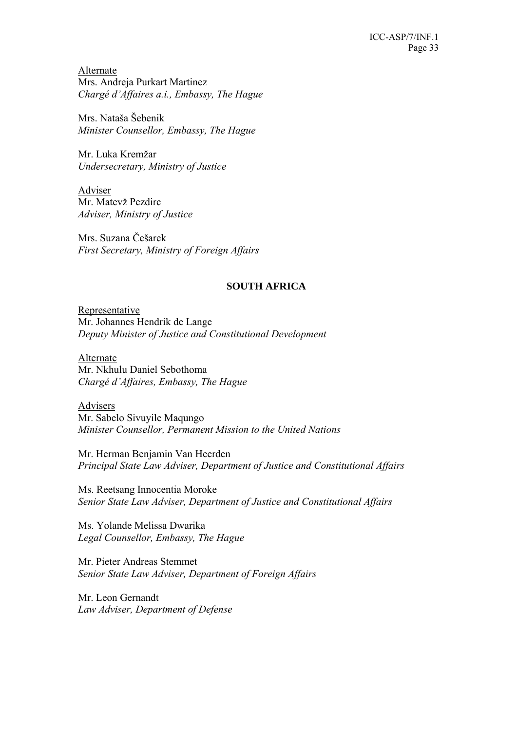<u>Alternate</u>
Mrs. Andreja Purkart Martinez
*Chargé d'Affaires a.i., Embassy, The Hague*

Mrs. Nataša Šebenik
*Minister Counsellor, Embassy, The Hague*

Mr. Luka Kremžar
*Undersecretary, Ministry of Justice*

<u>Adviser</u>
Mr. Matevž Pezdirc
*Adviser, Ministry of Justice*

Mrs. Suzana Češarek
*First Secretary, Ministry of Foreign Affairs*

## SOUTH AFRICA

<u>Representative</u>
Mr. Johannes Hendrik de Lange
*Deputy Minister of Justice and Constitutional Development*

<u>Alternate</u>
Mr. Nkhulu Daniel Sebothoma
*Chargé d'Affaires, Embassy, The Hague*

<u>Advisers</u>
Mr. Sabelo Sivuyile Maqungo
*Minister Counsellor, Permanent Mission to the United Nations*

Mr. Herman Benjamin Van Heerden
*Principal State Law Adviser, Department of Justice and Constitutional Affairs*

Ms. Reetsang Innocentia Moroke
*Senior State Law Adviser, Department of Justice and Constitutional Affairs*

Ms. Yolande Melissa Dwarika
*Legal Counsellor, Embassy, The Hague*

Mr. Pieter Andreas Stemmet
*Senior State Law Adviser, Department of Foreign Affairs*

Mr. Leon Gernandt
*Law Adviser, Department of Defense*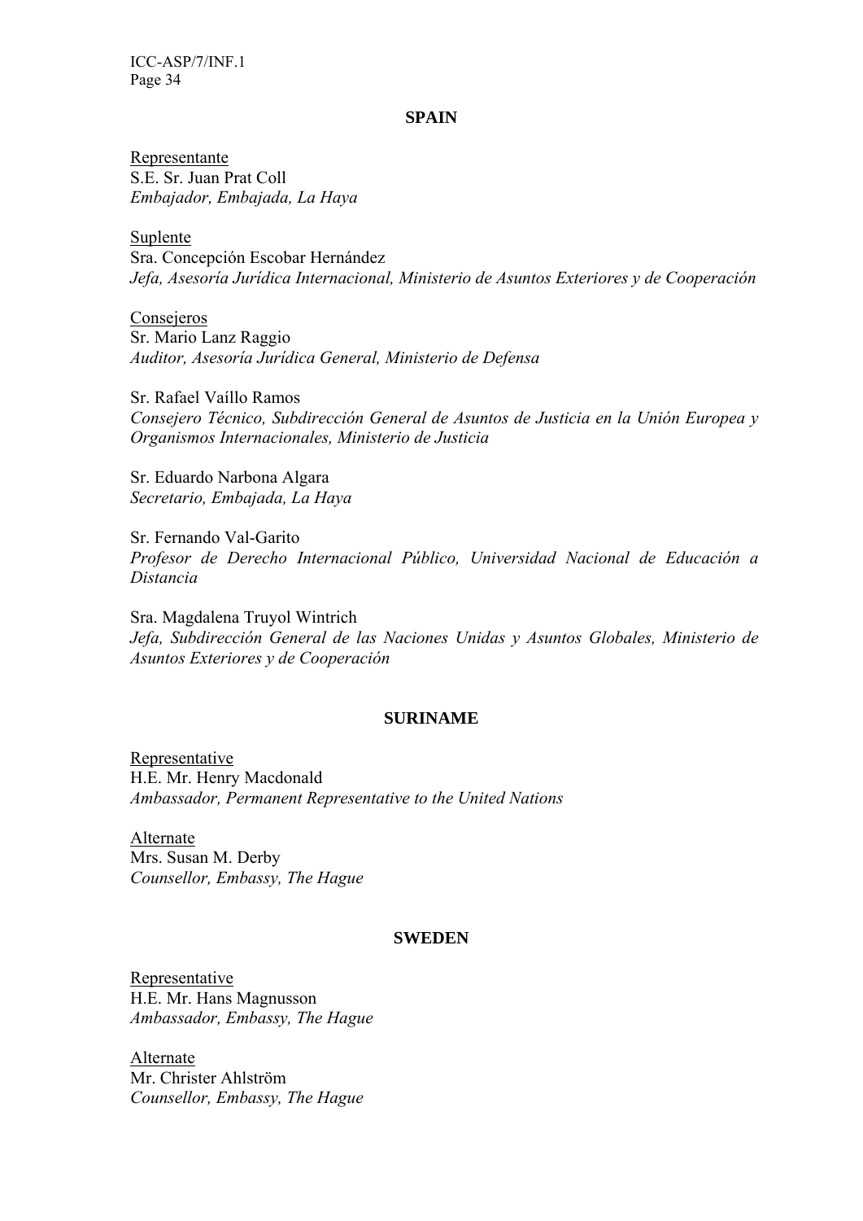## SPAIN

Representante
S.E. Sr. Juan Prat Coll
*Embajador, Embajada, La Haya*

Suplente
Sra. Concepción Escobar Hernández
*Jefa, Asesoría Jurídica Internacional, Ministerio de Asuntos Exteriores y de Cooperación*

Consejeros
Sr. Mario Lanz Raggio
*Auditor, Asesoría Jurídica General, Ministerio de Defensa*

Sr. Rafael Vaíllo Ramos
*Consejero Técnico, Subdirección General de Asuntos de Justicia en la Unión Europea y Organismos Internacionales, Ministerio de Justicia*

Sr. Eduardo Narbona Algara
*Secretario, Embajada, La Haya*

Sr. Fernando Val-Garito
*Profesor de Derecho Internacional Público, Universidad Nacional de Educación a Distancia*

Sra. Magdalena Truyol Wintrich
*Jefa, Subdirección General de las Naciones Unidas y Asuntos Globales, Ministerio de Asuntos Exteriores y de Cooperación*

## SURINAME

Representative
H.E. Mr. Henry Macdonald
*Ambassador, Permanent Representative to the United Nations*

Alternate
Mrs. Susan M. Derby
*Counsellor, Embassy, The Hague*

## SWEDEN

Representative
H.E. Mr. Hans Magnusson
*Ambassador, Embassy, The Hague*

Alternate
Mr. Christer Ahlström
*Counsellor, Embassy, The Hague*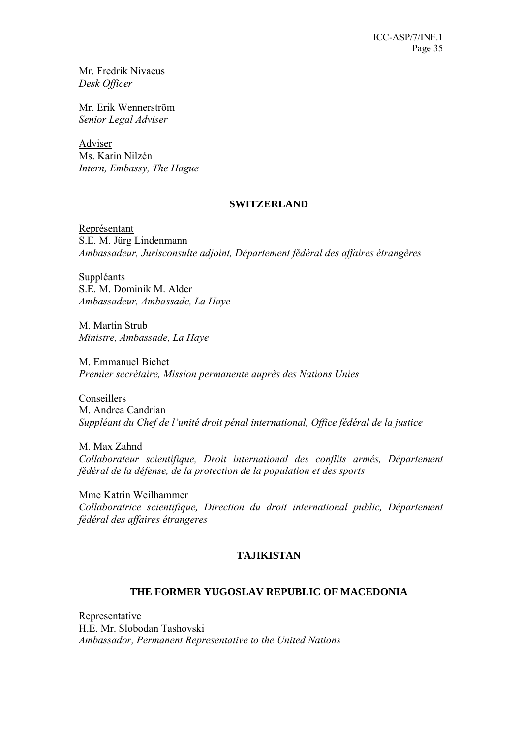Mr. Fredrik Nivaeus
*Desk Officer*

Mr. Erik Wennerström
*Senior Legal Adviser*

Adviser
Ms. Karin Nilzén
*Intern, Embassy, The Hague*

## SWITZERLAND

Représentant
S.E. M. Jürg Lindenmann
*Ambassadeur, Jurisconsulte adjoint, Département fédéral des affaires étrangères*

Suppléants
S.E. M. Dominik M. Alder
*Ambassadeur, Ambassade, La Haye*

M. Martin Strub
*Ministre, Ambassade, La Haye*

M. Emmanuel Bichet
*Premier secrétaire, Mission permanente auprès des Nations Unies*

Conseillers
M. Andrea Candrian
*Suppléant du Chef de l'unité droit pénal international, Office fédéral de la justice*

M. Max Zahnd
*Collaborateur scientifique, Droit international des conflits armés, Département fédéral de la défense, de la protection de la population et des sports*

Mme Katrin Weilhammer
*Collaboratrice scientifique, Direction du droit international public, Département fédéral des affaires étrangeres*

## TAJIKISTAN

## THE FORMER YUGOSLAV REPUBLIC OF MACEDONIA

Representative
H.E. Mr. Slobodan Tashovski
*Ambassador, Permanent Representative to the United Nations*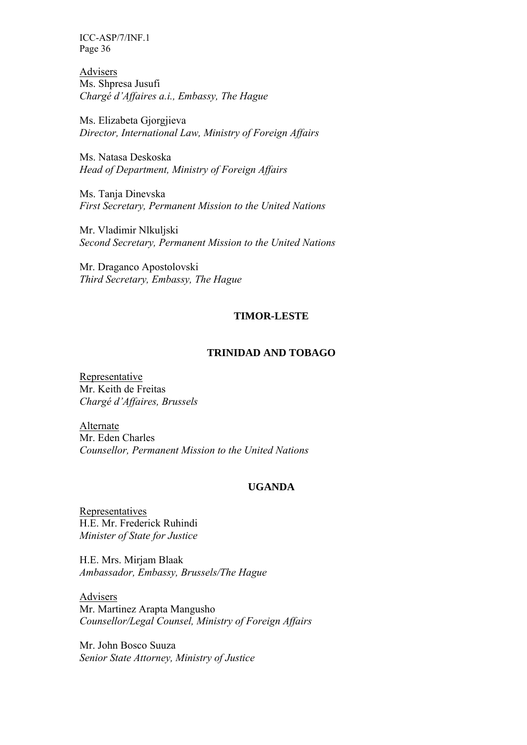Advisers
Ms. Shpresa Jusufi
*Chargé d'Affaires a.i., Embassy, The Hague*

Ms. Elizabeta Gjorgjieva
*Director, International Law, Ministry of Foreign Affairs*

Ms. Natasa Deskoska
*Head of Department, Ministry of Foreign Affairs*

Ms. Tanja Dinevska
*First Secretary, Permanent Mission to the United Nations*

Mr. Vladimir Nlkuljski
*Second Secretary, Permanent Mission to the United Nations*

Mr. Draganco Apostolovski
*Third Secretary, Embassy, The Hague*

**TIMOR-LESTE**

**TRINIDAD AND TOBAGO**

Representative
Mr. Keith de Freitas
*Chargé d'Affaires, Brussels*

Alternate
Mr. Eden Charles
*Counsellor, Permanent Mission to the United Nations*

**UGANDA**

Representatives
H.E. Mr. Frederick Ruhindi
*Minister of State for Justice*

H.E. Mrs. Mirjam Blaak
*Ambassador, Embassy, Brussels/The Hague*

Advisers
Mr. Martinez Arapta Mangusho
*Counsellor/Legal Counsel, Ministry of Foreign Affairs*

Mr. John Bosco Suuza
*Senior State Attorney, Ministry of Justice*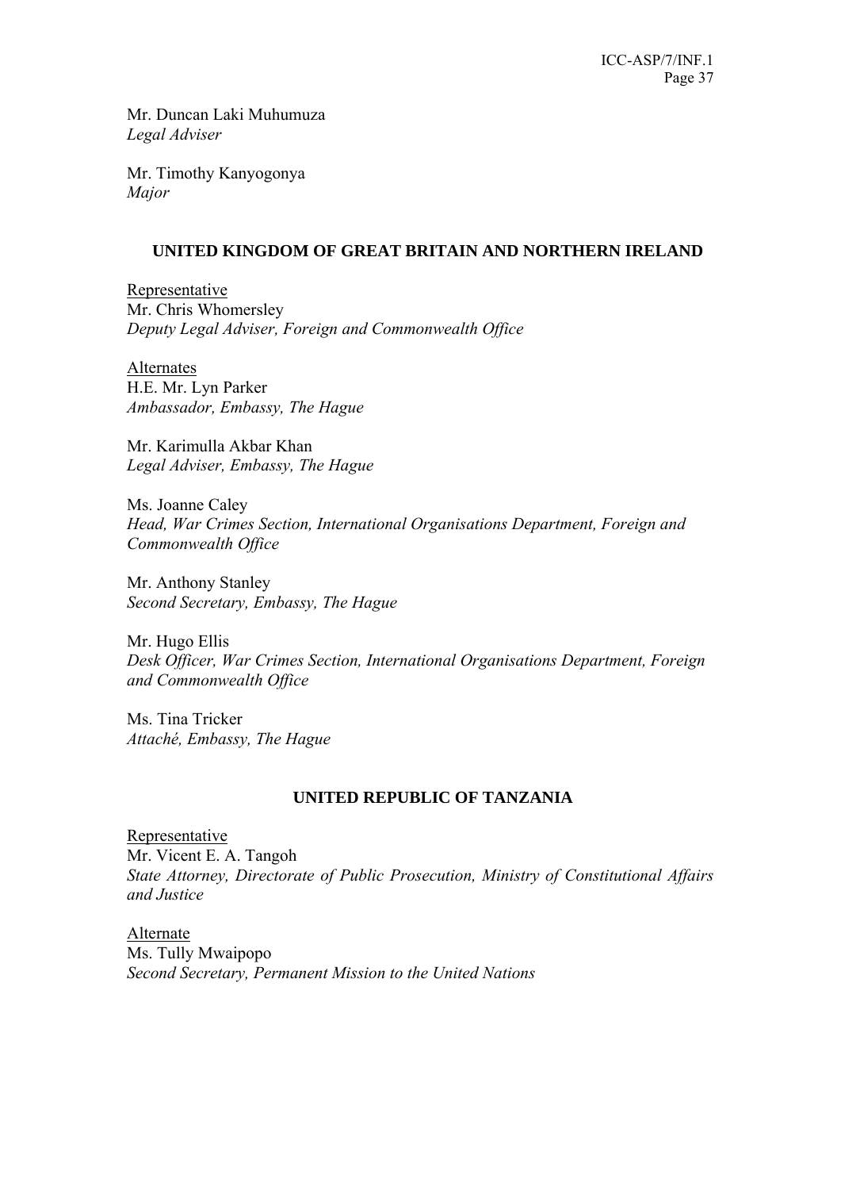Mr. Duncan Laki Muhumuza
*Legal Adviser*

Mr. Timothy Kanyogonya
*Major*

**UNITED KINGDOM OF GREAT BRITAIN AND NORTHERN IRELAND**

Representative
Mr. Chris Whomersley
*Deputy Legal Adviser, Foreign and Commonwealth Office*

Alternates
H.E. Mr. Lyn Parker
*Ambassador, Embassy, The Hague*

Mr. Karimulla Akbar Khan
*Legal Adviser, Embassy, The Hague*

Ms. Joanne Caley
*Head, War Crimes Section, International Organisations Department, Foreign and Commonwealth Office*

Mr. Anthony Stanley
*Second Secretary, Embassy, The Hague*

Mr. Hugo Ellis
*Desk Officer, War Crimes Section, International Organisations Department, Foreign and Commonwealth Office*

Ms. Tina Tricker
*Attaché, Embassy, The Hague*

**UNITED REPUBLIC OF TANZANIA**

Representative
Mr. Vicent E. A. Tangoh
*State Attorney, Directorate of Public Prosecution, Ministry of Constitutional Affairs and Justice*

Alternate
Ms. Tully Mwaipopo
*Second Secretary, Permanent Mission to the United Nations*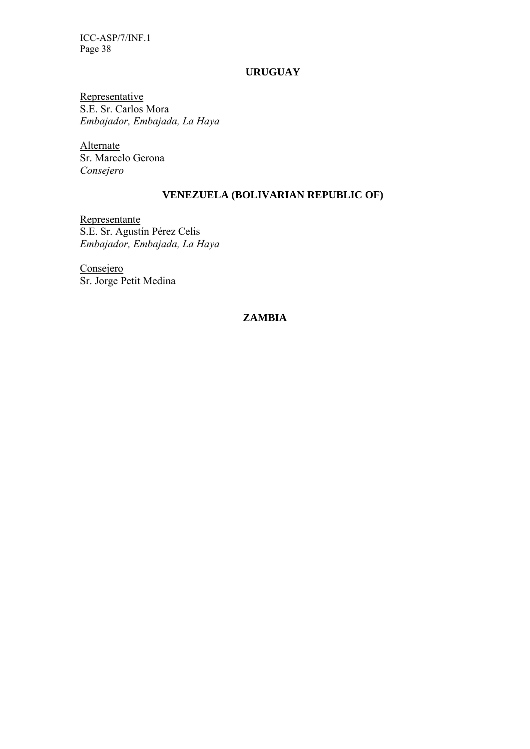## URUGUAY

Representative
S.E. Sr. Carlos Mora
*Embajador, Embajada, La Haya*

Alternate
Sr. Marcelo Gerona
*Consejero*

## VENEZUELA (BOLIVARIAN REPUBLIC OF)

Representante
S.E. Sr. Agustín Pérez Celis
*Embajador, Embajada, La Haya*

Consejero
Sr. Jorge Petit Medina

## ZAMBIA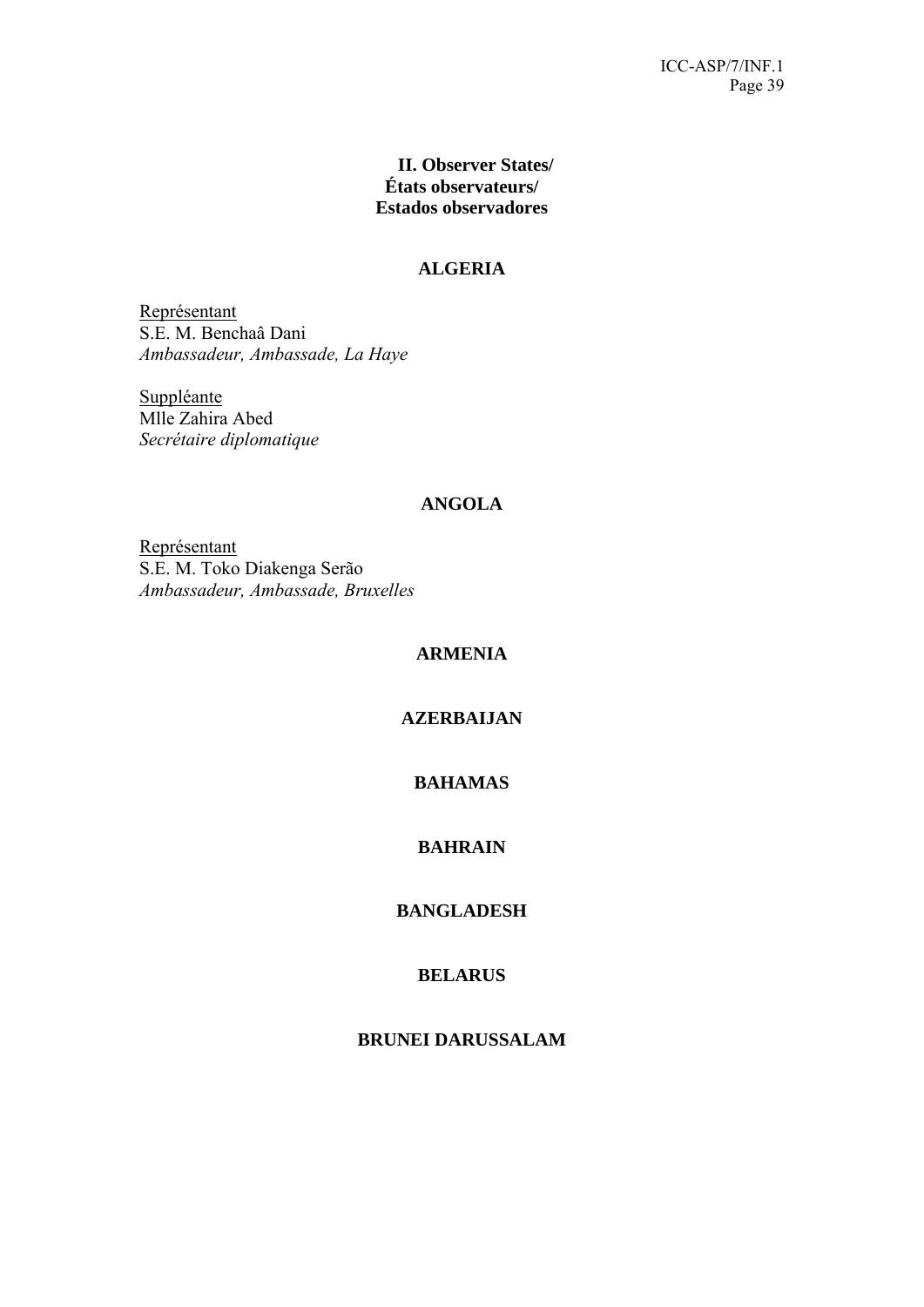## II. Observer States/
## États observateurs/
## Estados observadores

### ALGERIA

Représentant
S.E. M. Benchaâ Dani
*Ambassadeur, Ambassade, La Haye*

Suppléante
Mlle Zahira Abed
*Secrétaire diplomatique*

### ANGOLA

Représentant
S.E. M. Toko Diakenga Serão
*Ambassadeur, Ambassade, Bruxelles*

### ARMENIA

### AZERBAIJAN

### BAHAMAS

### BAHRAIN

### BANGLADESH

### BELARUS

### BRUNEI DARUSSALAM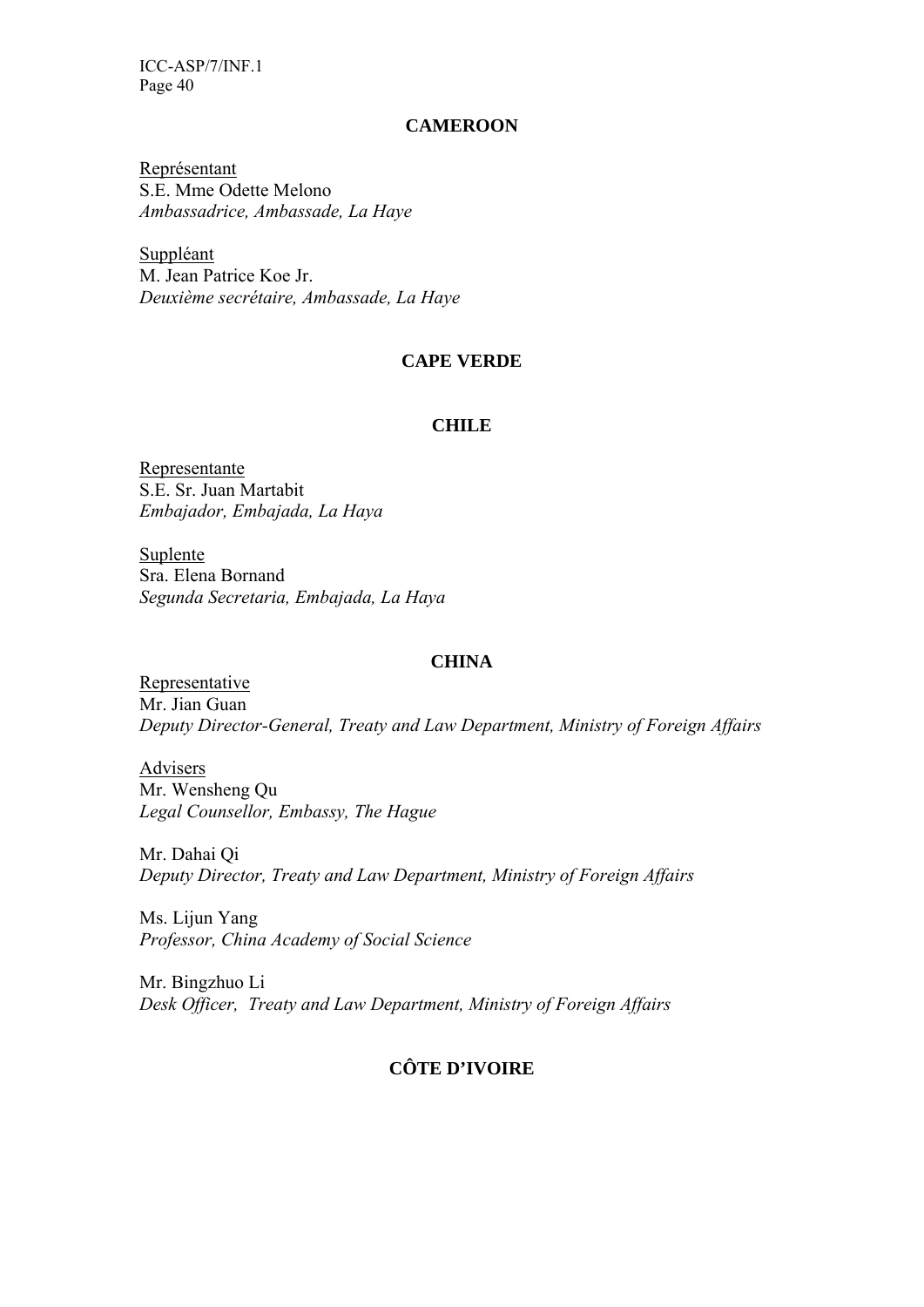**CAMEROON**

Représentant
S.E. Mme Odette Melono
*Ambassadrice, Ambassade, La Haye*

Suppléant
M. Jean Patrice Koe Jr.
*Deuxième secrétaire, Ambassade, La Haye*

**CAPE VERDE**

**CHILE**

Representante
S.E. Sr. Juan Martabit
*Embajador, Embajada, La Haya*

Suplente
Sra. Elena Bornand
*Segunda Secretaria, Embajada, La Haya*

**CHINA**

Representative
Mr. Jian Guan
*Deputy Director-General, Treaty and Law Department, Ministry of Foreign Affairs*

Advisers
Mr. Wensheng Qu
*Legal Counsellor, Embassy, The Hague*

Mr. Dahai Qi
*Deputy Director, Treaty and Law Department, Ministry of Foreign Affairs*

Ms. Lijun Yang
*Professor, China Academy of Social Science*

Mr. Bingzhuo Li
*Desk Officer, Treaty and Law Department, Ministry of Foreign Affairs*

**CÔTE D'IVOIRE**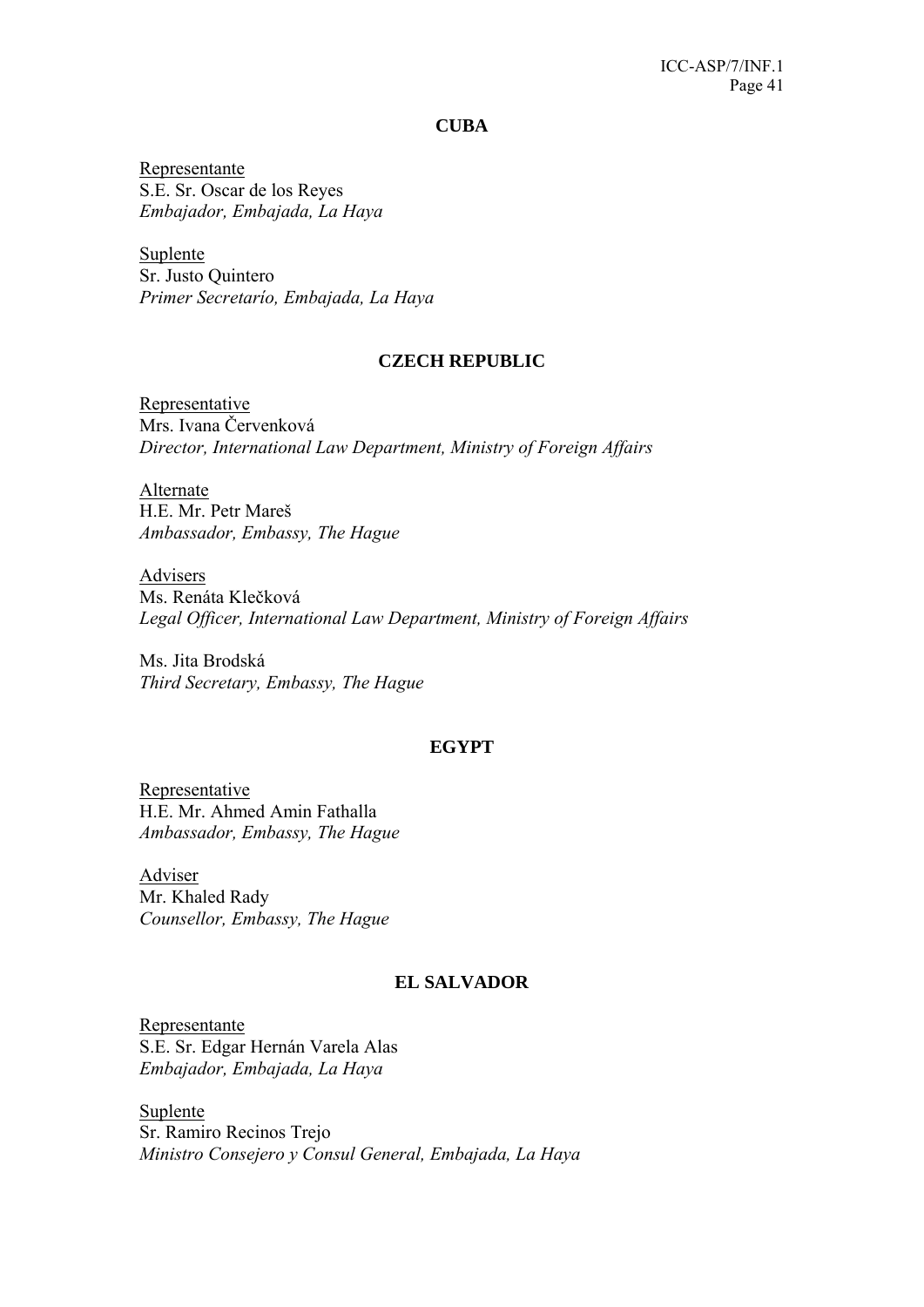## CUBA

Representante
S.E. Sr. Oscar de los Reyes
*Embajador, Embajada, La Haya*

Suplente
Sr. Justo Quintero
*Primer Secretarío, Embajada, La Haya*

## CZECH REPUBLIC

Representative
Mrs. Ivana Červenková
*Director, International Law Department, Ministry of Foreign Affairs*

Alternate
H.E. Mr. Petr Mareš
*Ambassador, Embassy, The Hague*

Advisers
Ms. Renáta Klečková
*Legal Officer, International Law Department, Ministry of Foreign Affairs*

Ms. Jita Brodská
*Third Secretary, Embassy, The Hague*

## EGYPT

Representative
H.E. Mr. Ahmed Amin Fathalla
*Ambassador, Embassy, The Hague*

Adviser
Mr. Khaled Rady
*Counsellor, Embassy, The Hague*

## EL SALVADOR

Representante
S.E. Sr. Edgar Hernán Varela Alas
*Embajador, Embajada, La Haya*

Suplente
Sr. Ramiro Recinos Trejo
*Ministro Consejero y Consul General, Embajada, La Haya*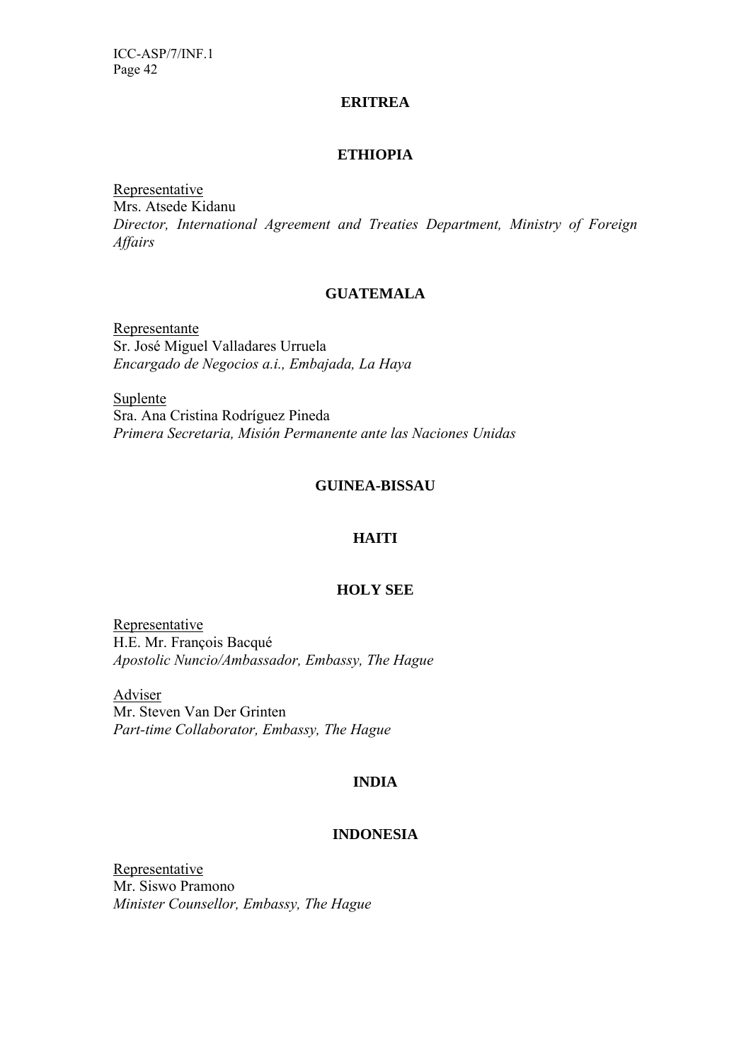**ERITREA**

**ETHIOPIA**

Representative
Mrs. Atsede Kidanu
*Director, International Agreement and Treaties Department, Ministry of Foreign Affairs*

**GUATEMALA**

Representante
Sr. José Miguel Valladares Urruela
*Encargado de Negocios a.i., Embajada, La Haya*

Suplente
Sra. Ana Cristina Rodríguez Pineda
*Primera Secretaria, Misión Permanente ante las Naciones Unidas*

**GUINEA-BISSAU**

**HAITI**

**HOLY SEE**

Representative
H.E. Mr. François Bacqué
*Apostolic Nuncio/Ambassador, Embassy, The Hague*

Adviser
Mr. Steven Van Der Grinten
*Part-time Collaborator, Embassy, The Hague*

**INDIA**

**INDONESIA**

Representative
Mr. Siswo Pramono
*Minister Counsellor, Embassy, The Hague*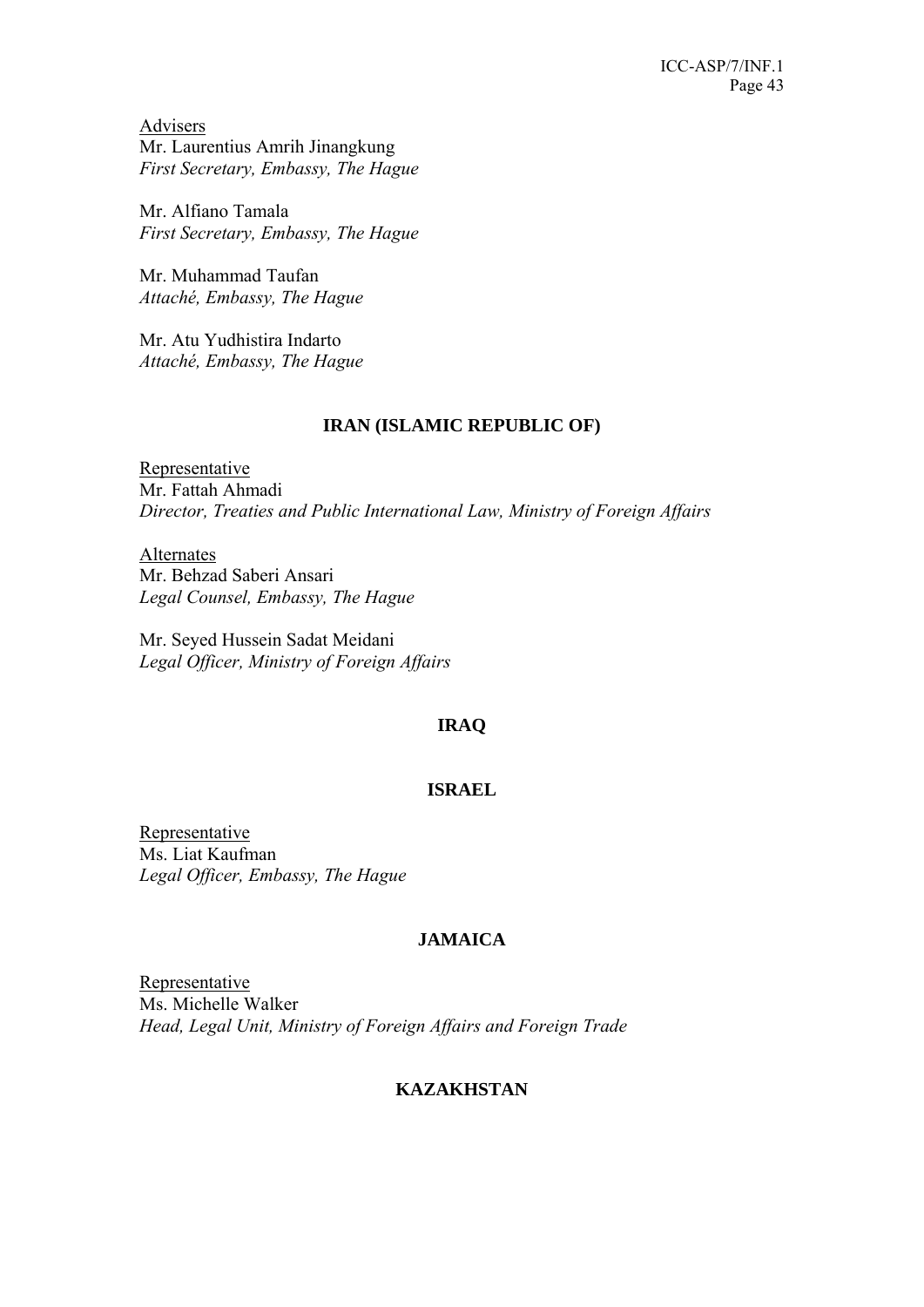Advisers

Mr. Laurentius Amrih Jinangkung
*First Secretary, Embassy, The Hague*

Mr. Alfiano Tamala
*First Secretary, Embassy, The Hague*

Mr. Muhammad Taufan
*Attaché, Embassy, The Hague*

Mr. Atu Yudhistira Indarto
*Attaché, Embassy, The Hague*

## IRAN (ISLAMIC REPUBLIC OF)

Representative

Mr. Fattah Ahmadi
*Director, Treaties and Public International Law, Ministry of Foreign Affairs*

Alternates

Mr. Behzad Saberi Ansari
*Legal Counsel, Embassy, The Hague*

Mr. Seyed Hussein Sadat Meidani
*Legal Officer, Ministry of Foreign Affairs*

## IRAQ

## ISRAEL

Representative

Ms. Liat Kaufman
*Legal Officer, Embassy, The Hague*

## JAMAICA

Representative

Ms. Michelle Walker
*Head, Legal Unit, Ministry of Foreign Affairs and Foreign Trade*

## KAZAKHSTAN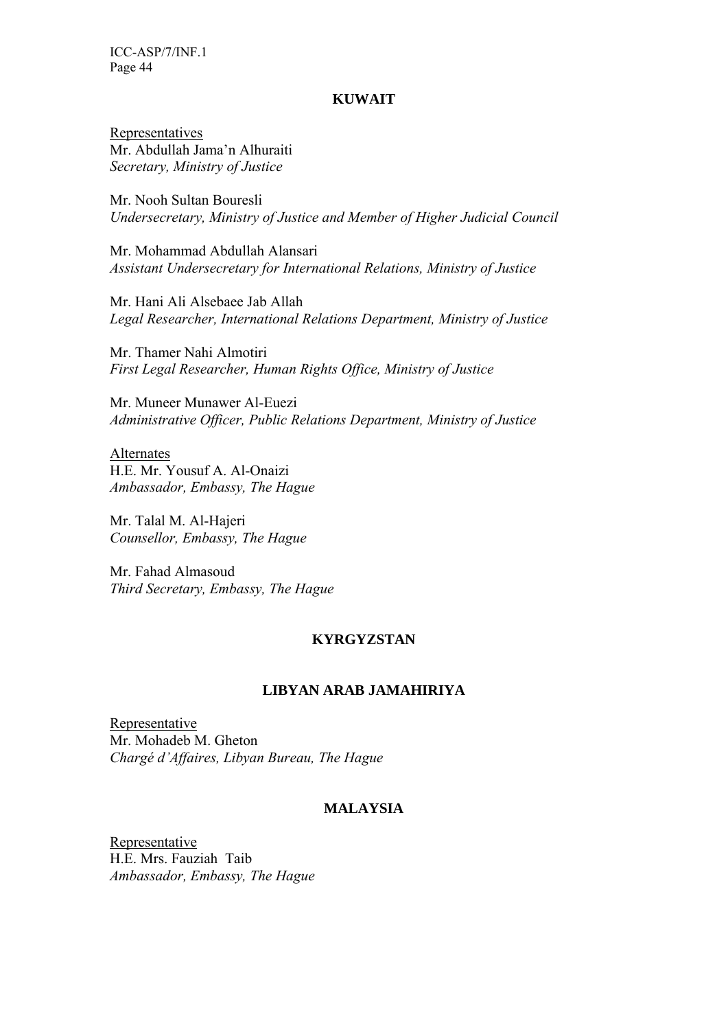## KUWAIT

Representatives

Mr. Abdullah Jama'n Alhuraiti
*Secretary, Ministry of Justice*

Mr. Nooh Sultan Bouresli
*Undersecretary, Ministry of Justice and Member of Higher Judicial Council*

Mr. Mohammad Abdullah Alansari
*Assistant Undersecretary for International Relations, Ministry of Justice*

Mr. Hani Ali Alsebaee Jab Allah
*Legal Researcher, International Relations Department, Ministry of Justice*

Mr. Thamer Nahi Almotiri
*First Legal Researcher, Human Rights Office, Ministry of Justice*

Mr. Muneer Munawer Al-Euezi
*Administrative Officer, Public Relations Department, Ministry of Justice*

Alternates

H.E. Mr. Yousuf A. Al-Onaizi
*Ambassador, Embassy, The Hague*

Mr. Talal M. Al-Hajeri
*Counsellor, Embassy, The Hague*

Mr. Fahad Almasoud
*Third Secretary, Embassy, The Hague*

## KYRGYZSTAN

## LIBYAN ARAB JAMAHIRIYA

Representative

Mr. Mohadeb M. Gheton
*Chargé d'Affaires, Libyan Bureau, The Hague*

## MALAYSIA

Representative

H.E. Mrs. Fauziah Taib
*Ambassador, Embassy, The Hague*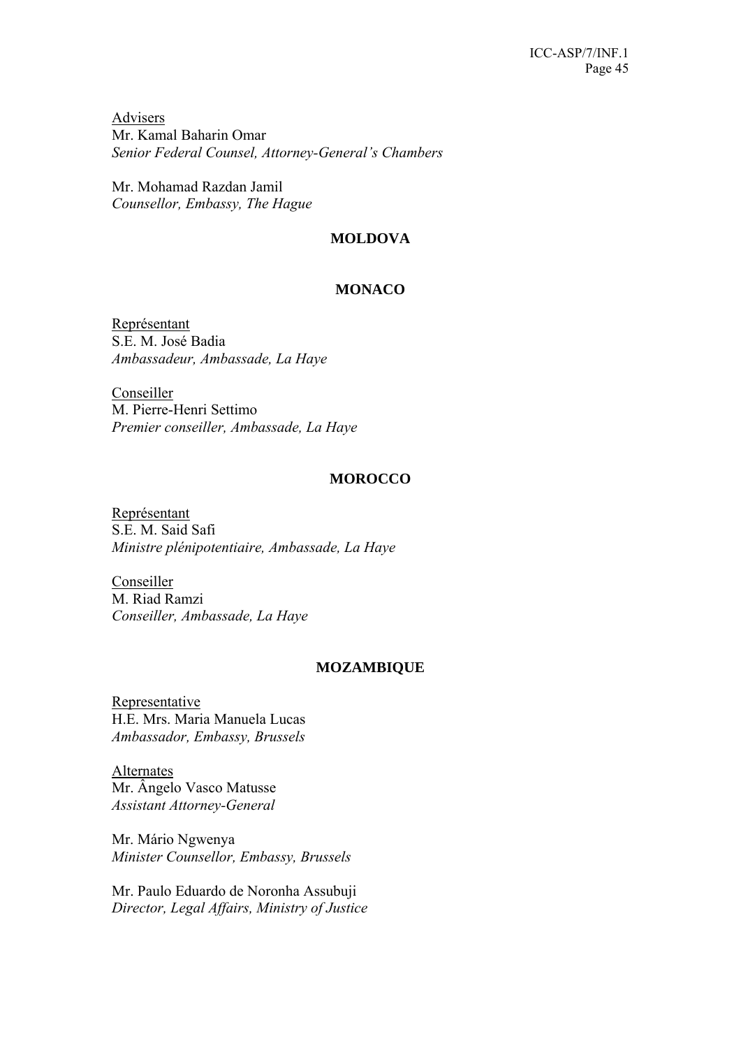Advisers

Mr. Kamal Baharin Omar
*Senior Federal Counsel, Attorney-General's Chambers*

Mr. Mohamad Razdan Jamil
*Counsellor, Embassy, The Hague*

### MOLDOVA

### MONACO

Représentant

S.E. M. José Badia
*Ambassadeur, Ambassade, La Haye*

Conseiller

M. Pierre-Henri Settimo
*Premier conseiller, Ambassade, La Haye*

### MOROCCO

Représentant

S.E. M. Said Safi
*Ministre plénipotentiaire, Ambassade, La Haye*

Conseiller

M. Riad Ramzi
*Conseiller, Ambassade, La Haye*

### MOZAMBIQUE

Representative

H.E. Mrs. Maria Manuela Lucas
*Ambassador, Embassy, Brussels*

Alternates

Mr. Ângelo Vasco Matusse
*Assistant Attorney-General*

Mr. Mário Ngwenya
*Minister Counsellor, Embassy, Brussels*

Mr. Paulo Eduardo de Noronha Assubuji
*Director, Legal Affairs, Ministry of Justice*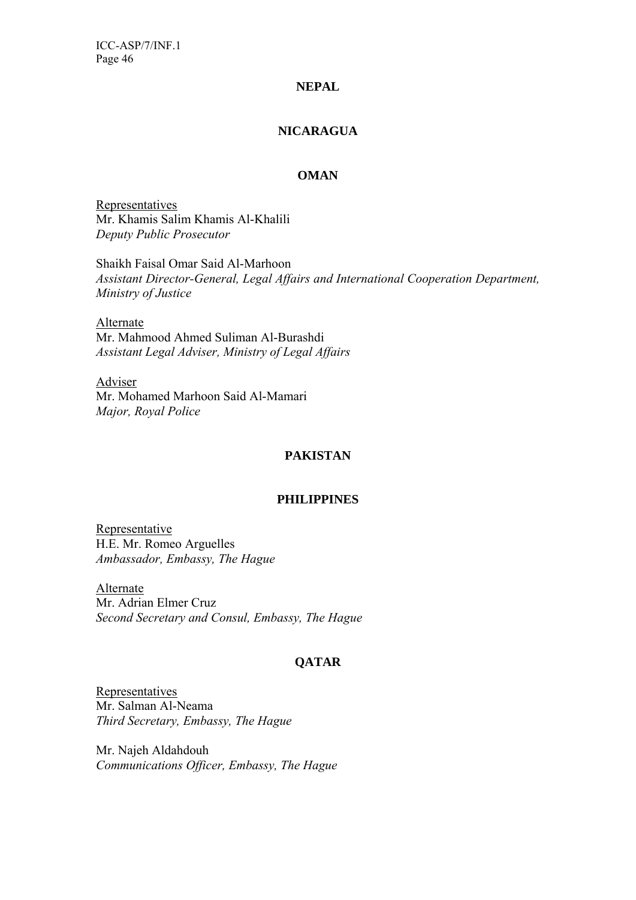## NEPAL

## NICARAGUA

## OMAN

<u>Representatives</u>
Mr. Khamis Salim Khamis Al-Khalili
*Deputy Public Prosecutor*

Shaikh Faisal Omar Said Al-Marhoon
*Assistant Director-General, Legal Affairs and International Cooperation Department, Ministry of Justice*

<u>Alternate</u>
Mr. Mahmood Ahmed Suliman Al-Burashdi
*Assistant Legal Adviser, Ministry of Legal Affairs*

<u>Adviser</u>
Mr. Mohamed Marhoon Said Al-Mamari
*Major, Royal Police*

## PAKISTAN

## PHILIPPINES

<u>Representative</u>
H.E. Mr. Romeo Arguelles
*Ambassador, Embassy, The Hague*

<u>Alternate</u>
Mr. Adrian Elmer Cruz
*Second Secretary and Consul, Embassy, The Hague*

## QATAR

<u>Representatives</u>
Mr. Salman Al-Neama
*Third Secretary, Embassy, The Hague*

Mr. Najeh Aldahdouh
*Communications Officer, Embassy, The Hague*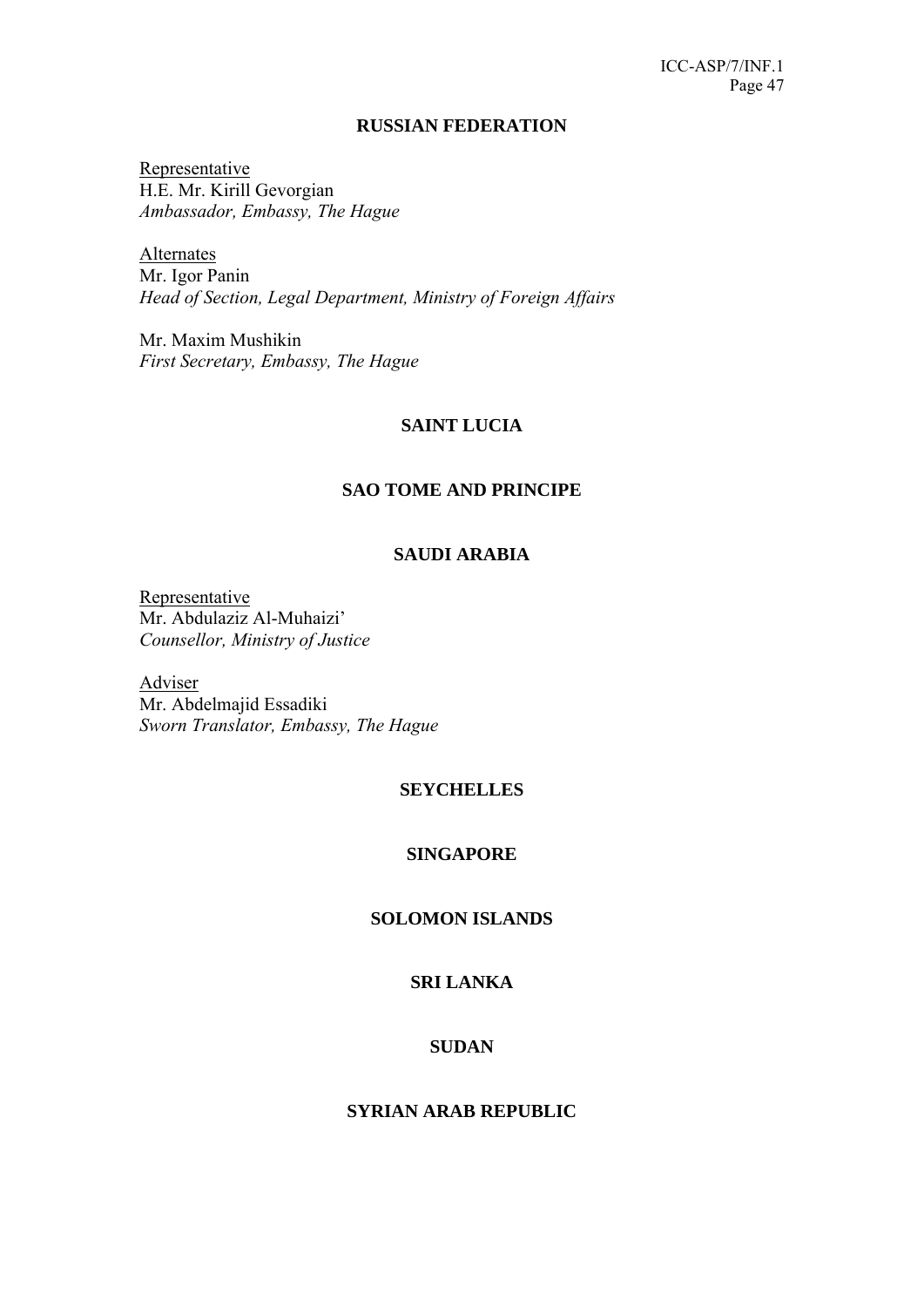## RUSSIAN FEDERATION

Representative
H.E. Mr. Kirill Gevorgian
*Ambassador, Embassy, The Hague*

Alternates
Mr. Igor Panin
*Head of Section, Legal Department, Ministry of Foreign Affairs*

Mr. Maxim Mushikin
*First Secretary, Embassy, The Hague*

## SAINT LUCIA

## SAO TOME AND PRINCIPE

## SAUDI ARABIA

Representative
Mr. Abdulaziz Al-Muhaizi'
*Counsellor, Ministry of Justice*

Adviser
Mr. Abdelmajid Essadiki
*Sworn Translator, Embassy, The Hague*

## SEYCHELLES

## SINGAPORE

## SOLOMON ISLANDS

## SRI LANKA

## SUDAN

## SYRIAN ARAB REPUBLIC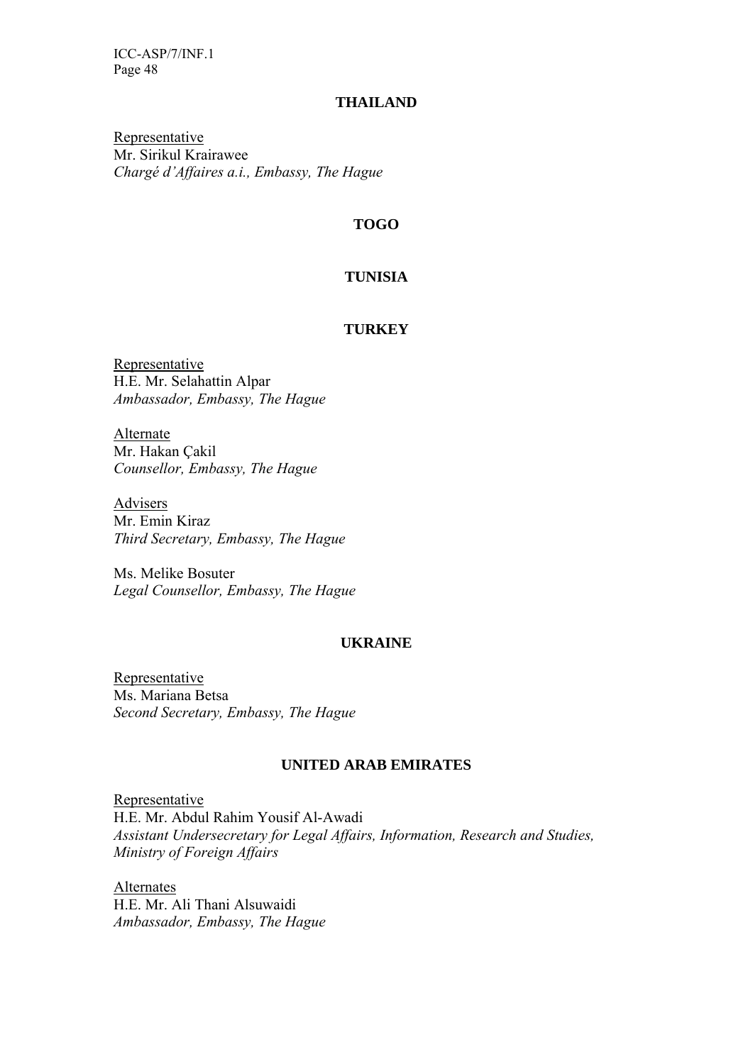**THAILAND**

<u>Representative</u>
Mr. Sirikul Krairawee
*Chargé d'Affaires a.i., Embassy, The Hague*

**TOGO**

**TUNISIA**

**TURKEY**

<u>Representative</u>
H.E. Mr. Selahattin Alpar
*Ambassador, Embassy, The Hague*

<u>Alternate</u>
Mr. Hakan Çakil
*Counsellor, Embassy, The Hague*

<u>Advisers</u>
Mr. Emin Kiraz
*Third Secretary, Embassy, The Hague*

Ms. Melike Bosuter
*Legal Counsellor, Embassy, The Hague*

**UKRAINE**

<u>Representative</u>
Ms. Mariana Betsa
*Second Secretary, Embassy, The Hague*

**UNITED ARAB EMIRATES**

<u>Representative</u>
H.E. Mr. Abdul Rahim Yousif Al-Awadi
*Assistant Undersecretary for Legal Affairs, Information, Research and Studies, Ministry of Foreign Affairs*

<u>Alternates</u>
H.E. Mr. Ali Thani Alsuwaidi
*Ambassador, Embassy, The Hague*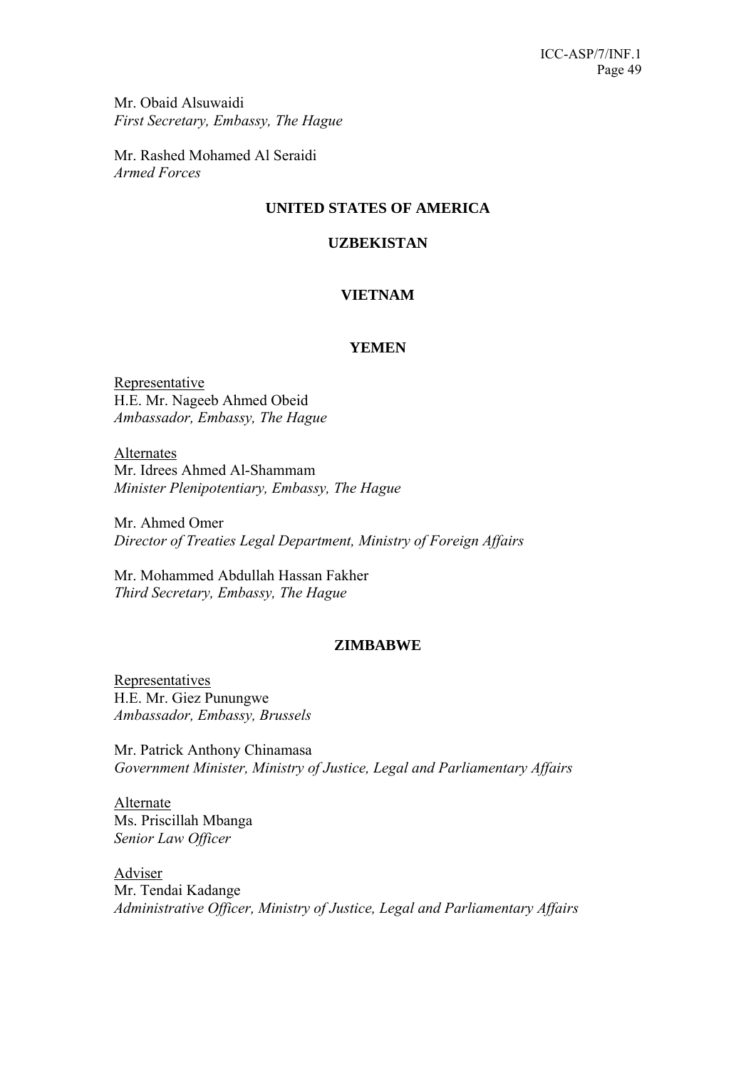Mr. Obaid Alsuwaidi
*First Secretary, Embassy, The Hague*

Mr. Rashed Mohamed Al Seraidi
*Armed Forces*

**UNITED STATES OF AMERICA**

**UZBEKISTAN**

**VIETNAM**

**YEMEN**

Representative
H.E. Mr. Nageeb Ahmed Obeid
*Ambassador, Embassy, The Hague*

Alternates
Mr. Idrees Ahmed Al-Shammam
*Minister Plenipotentiary, Embassy, The Hague*

Mr. Ahmed Omer
*Director of Treaties Legal Department, Ministry of Foreign Affairs*

Mr. Mohammed Abdullah Hassan Fakher
*Third Secretary, Embassy, The Hague*

**ZIMBABWE**

Representatives
H.E. Mr. Giez Punungwe
*Ambassador, Embassy, Brussels*

Mr. Patrick Anthony Chinamasa
*Government Minister, Ministry of Justice, Legal and Parliamentary Affairs*

Alternate
Ms. Priscillah Mbanga
*Senior Law Officer*

Adviser
Mr. Tendai Kadange
*Administrative Officer, Ministry of Justice, Legal and Parliamentary Affairs*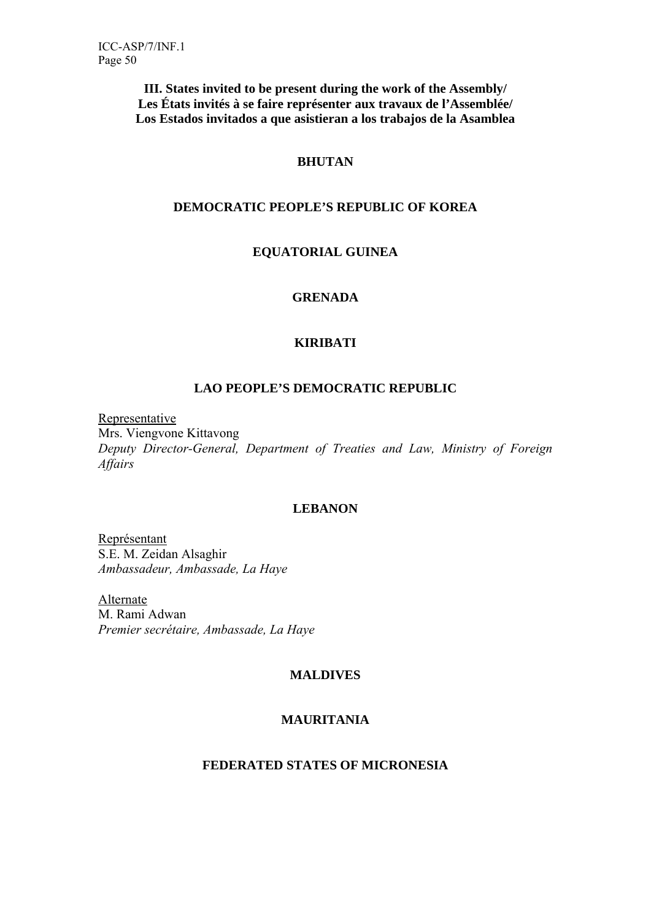## III. States invited to be present during the work of the Assembly/ Les États invités à se faire représenter aux travaux de l'Assemblée/ Los Estados invitados a que asistieran a los trabajos de la Asamblea

### BHUTAN

### DEMOCRATIC PEOPLE'S REPUBLIC OF KOREA

### EQUATORIAL GUINEA

### GRENADA

### KIRIBATI

### LAO PEOPLE'S DEMOCRATIC REPUBLIC

Representative
Mrs. Viengvone Kittavong
*Deputy Director-General, Department of Treaties and Law, Ministry of Foreign Affairs*

### LEBANON

Représentant
S.E. M. Zeidan Alsaghir
*Ambassadeur, Ambassade, La Haye*

Alternate
M. Rami Adwan
*Premier secrétaire, Ambassade, La Haye*

### MALDIVES

### MAURITANIA

### FEDERATED STATES OF MICRONESIA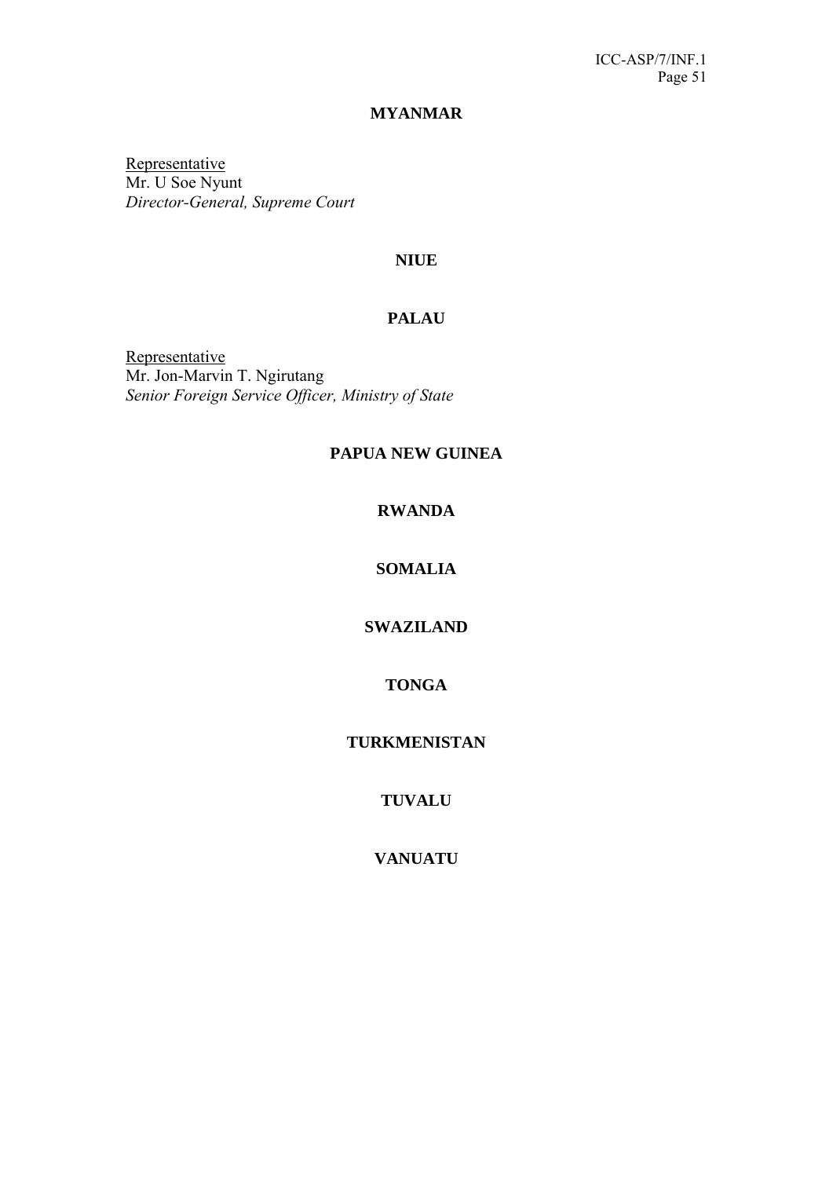**MYANMAR**

Representative
Mr. U Soe Nyunt
*Director-General, Supreme Court*

**NIUE**

**PALAU**

Representative
Mr. Jon-Marvin T. Ngirutang
*Senior Foreign Service Officer, Ministry of State*

**PAPUA NEW GUINEA**

**RWANDA**

**SOMALIA**

**SWAZILAND**

**TONGA**

**TURKMENISTAN**

**TUVALU**

**VANUATU**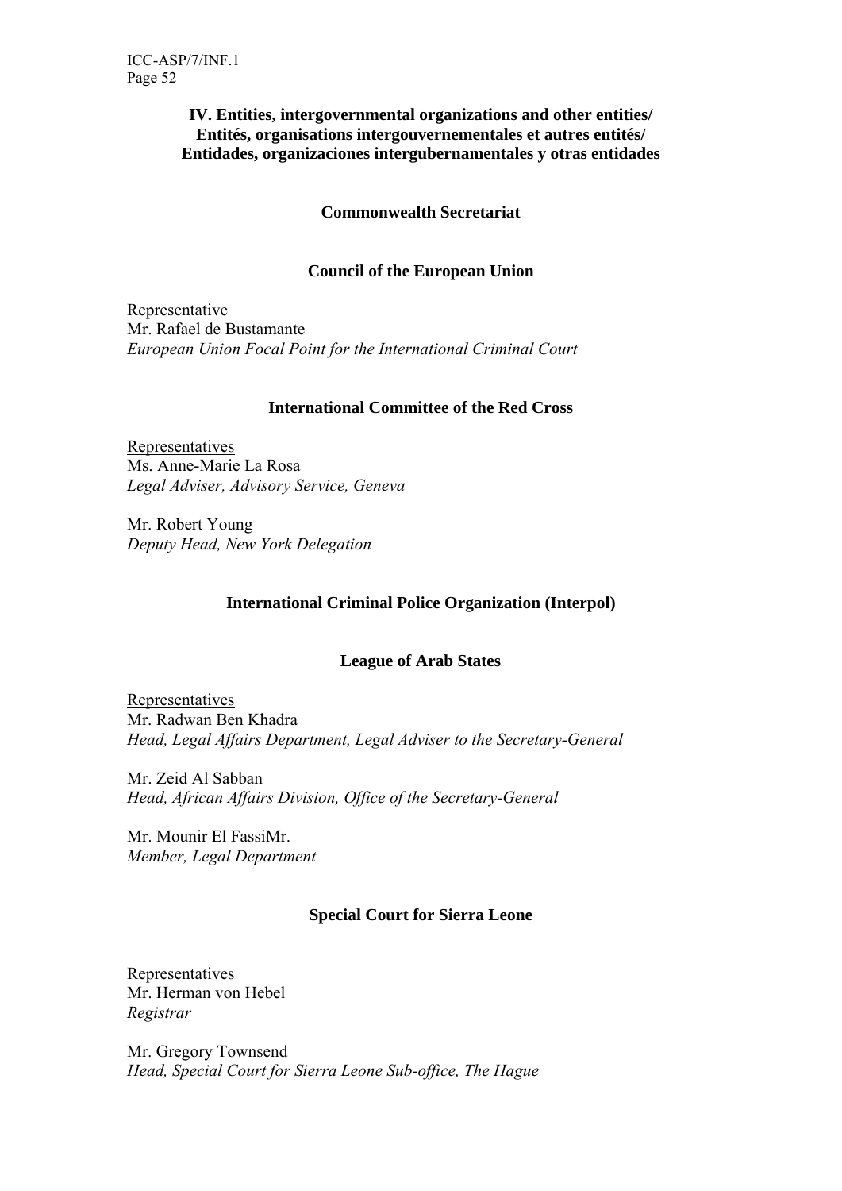## IV. Entities, intergovernmental organizations and other entities/ Entités, organisations intergouvernementales et autres entités/ Entidades, organizaciones intergubernamentales y otras entidades

### Commonwealth Secretariat

### Council of the European Union

Representative
Mr. Rafael de Bustamante
*European Union Focal Point for the International Criminal Court*

### International Committee of the Red Cross

Representatives
Ms. Anne-Marie La Rosa
*Legal Adviser, Advisory Service, Geneva*

Mr. Robert Young
*Deputy Head, New York Delegation*

### International Criminal Police Organization (Interpol)

### League of Arab States

Representatives
Mr. Radwan Ben Khadra
*Head, Legal Affairs Department, Legal Adviser to the Secretary-General*

Mr. Zeid Al Sabban
*Head, African Affairs Division, Office of the Secretary-General*

Mr. Mounir El FassiMr.
*Member, Legal Department*

### Special Court for Sierra Leone

Representatives
Mr. Herman von Hebel
*Registrar*

Mr. Gregory Townsend
*Head, Special Court for Sierra Leone Sub-office, The Hague*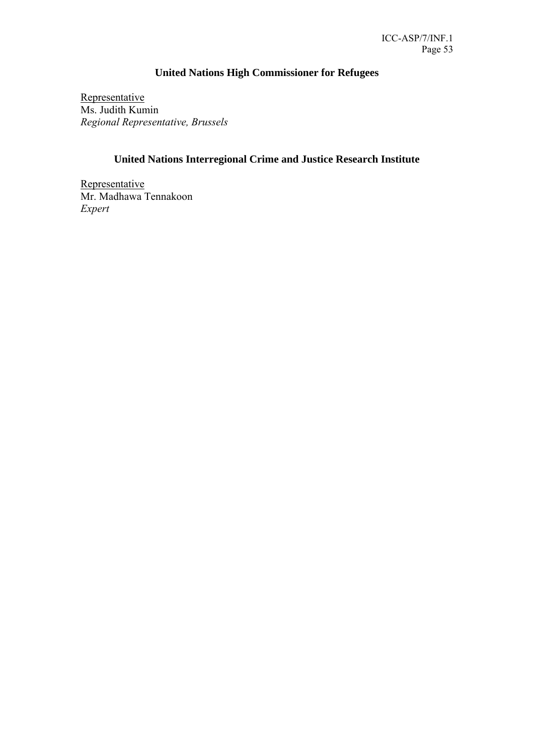## United Nations High Commissioner for Refugees

Representative
Ms. Judith Kumin
*Regional Representative, Brussels*

## United Nations Interregional Crime and Justice Research Institute

Representative
Mr. Madhawa Tennakoon
*Expert*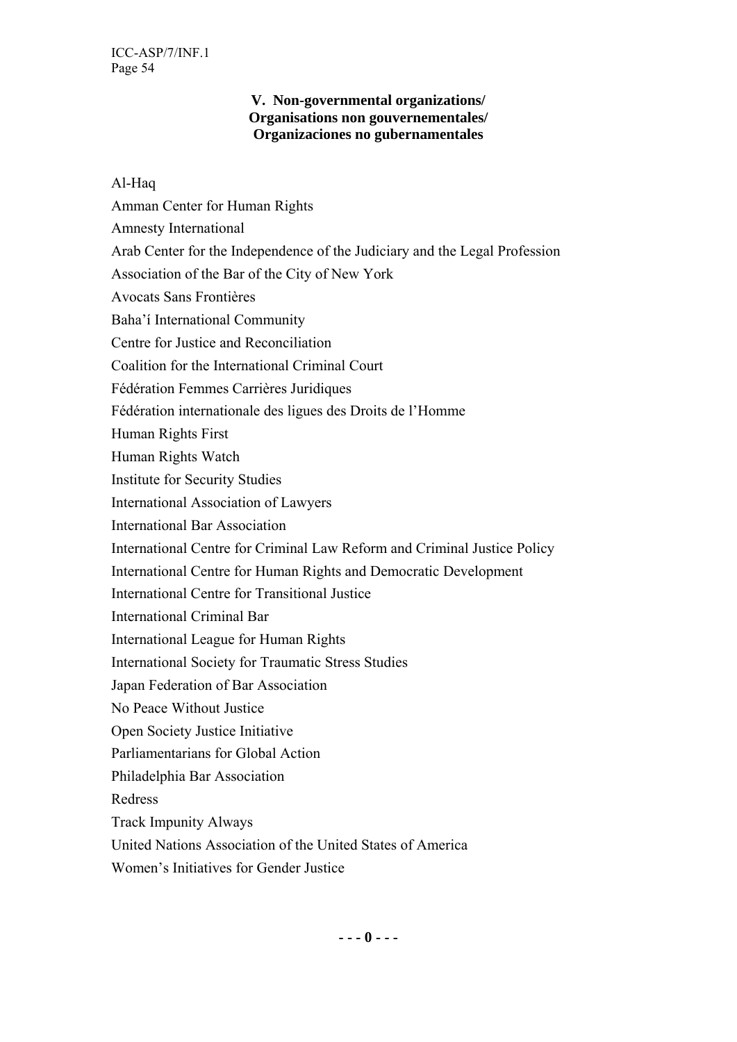## V. Non-governmental organizations/ Organisations non gouvernementales/ Organizaciones no gubernamentales

Al-Haq

Amman Center for Human Rights

Amnesty International

Arab Center for the Independence of the Judiciary and the Legal Profession

Association of the Bar of the City of New York

Avocats Sans Frontières

Baha'í International Community

Centre for Justice and Reconciliation

Coalition for the International Criminal Court

Fédération Femmes Carrières Juridiques

Fédération internationale des ligues des Droits de l'Homme

Human Rights First

Human Rights Watch

Institute for Security Studies

International Association of Lawyers

International Bar Association

International Centre for Criminal Law Reform and Criminal Justice Policy

International Centre for Human Rights and Democratic Development

International Centre for Transitional Justice

International Criminal Bar

International League for Human Rights

International Society for Traumatic Stress Studies

Japan Federation of Bar Association

No Peace Without Justice

Open Society Justice Initiative

Parliamentarians for Global Action

Philadelphia Bar Association

Redress

Track Impunity Always

United Nations Association of the United States of America

Women's Initiatives for Gender Justice

**- - - 0 - - -**